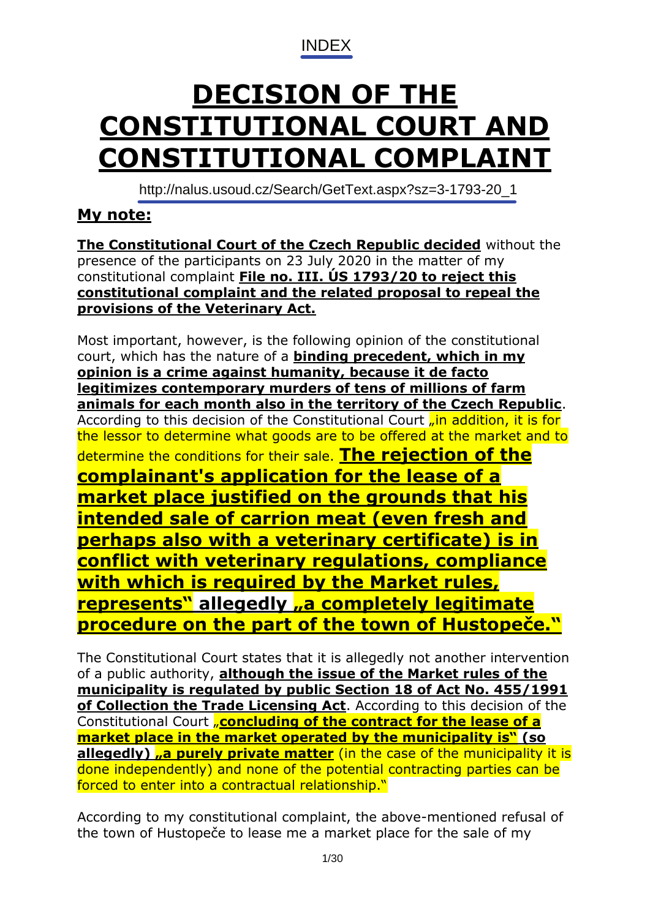INDEX

# DECISION OF THE CONSTITUTIONAL COURT AND CONSTITUTIONAL COMPLAINT

http://nalus.usoud.cz/Search/GetText.aspx?sz=3-1793-20_1

## My note:

**The Constitutional Court of the Czech Republic decided** without the presence of the participants on 23 July 2020 in the matter of my constitutional complaint **File no. III. ÚS 1793/20 to reject this constitutional complaint and the related proposal to repeal the provisions of the Veterinary Act.**

Most important, however, is the following opinion of the constitutional court, which has the nature of a **binding precedent, which in my opinion is a crime against humanity, because it de facto legitimizes contemporary murders of tens of millions of farm animals for each month also in the territory of the Czech Republic**. According to this decision of the Constitutional Court „in addition, it is for the lessor to determine what goods are to be offered at the market and to determine the conditions for their sale. **The rejection of the complainant's application for the lease of a market place justified on the grounds that his intended sale of carrion meat (even fresh and perhaps also with a veterinary certificate) is in conflict with veterinary regulations, compliance with which is required by the Market rules, represents" allegedly „a completely legitimate procedure on the part of the town of Hustopeče."**

The Constitutional Court states that it is allegedly not another intervention of a public authority, **although the issue of the Market rules of the municipality is regulated by public Section 18 of Act No. 455/1991 of Collection the Trade Licensing Act**. According to this decision of the Constitutional Court „**concluding of the contract for the lease of a market place in the market operated by the municipality is" (so allegedly) „a purely private matter** (in the case of the municipality it is done independently) and none of the potential contracting parties can be forced to enter into a contractual relationship."

According to my constitutional complaint, the above-mentioned refusal of the town of Hustopeče to lease me a market place for the sale of my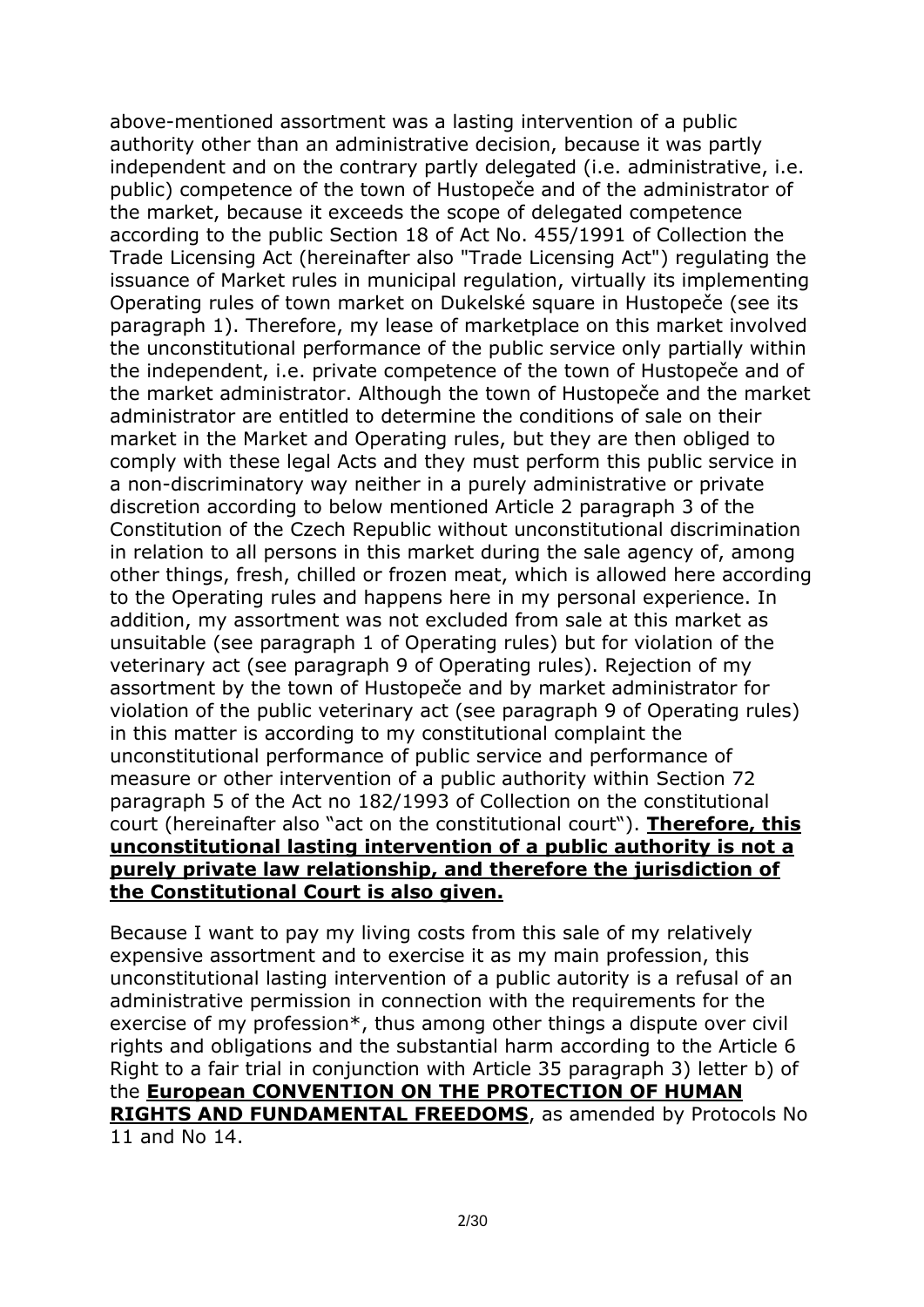above-mentioned assortment was a lasting intervention of a public authority other than an administrative decision, because it was partly independent and on the contrary partly delegated (i.e. administrative, i.e. public) competence of the town of Hustopeče and of the administrator of the market, because it exceeds the scope of delegated competence according to the public Section 18 of Act No. 455/1991 of Collection the Trade Licensing Act (hereinafter also "Trade Licensing Act") regulating the issuance of Market rules in municipal regulation, virtually its implementing Operating rules of town market on Dukelské square in Hustopeče (see its paragraph 1). Therefore, my lease of marketplace on this market involved the unconstitutional performance of the public service only partially within the independent, i.e. private competence of the town of Hustopeče and of the market administrator. Although the town of Hustopeče and the market administrator are entitled to determine the conditions of sale on their market in the Market and Operating rules, but they are then obliged to comply with these legal Acts and they must perform this public service in a non-discriminatory way neither in a purely administrative or private discretion according to below mentioned Article 2 paragraph 3 of the Constitution of the Czech Republic without unconstitutional discrimination in relation to all persons in this market during the sale agency of, among other things, fresh, chilled or frozen meat, which is allowed here according to the Operating rules and happens here in my personal experience. In addition, my assortment was not excluded from sale at this market as unsuitable (see paragraph 1 of Operating rules) but for violation of the veterinary act (see paragraph 9 of Operating rules). Rejection of my assortment by the town of Hustopeče and by market administrator for violation of the public veterinary act (see paragraph 9 of Operating rules) in this matter is according to my constitutional complaint the unconstitutional performance of public service and performance of measure or other intervention of a public authority within Section 72 paragraph 5 of the Act no 182/1993 of Collection on the constitutional court (hereinafter also "act on the constitutional court"). **Therefore, this unconstitutional lasting intervention of a public authority is not a purely private law relationship, and therefore the jurisdiction of the Constitutional Court is also given.**

Because I want to pay my living costs from this sale of my relatively expensive assortment and to exercise it as my main profession, this unconstitutional lasting intervention of a public autority is a refusal of an administrative permission in connection with the requirements for the exercise of my profession*, thus among other things a dispute over civil rights and obligations and the substantial harm according to the Article 6 Right to a fair trial in conjunction with Article 35 paragraph 3) letter b) of the **European CONVENTION ON THE PROTECTION OF HUMAN RIGHTS AND FUNDAMENTAL FREEDOMS**, as amended by Protocols No 11 and No 14.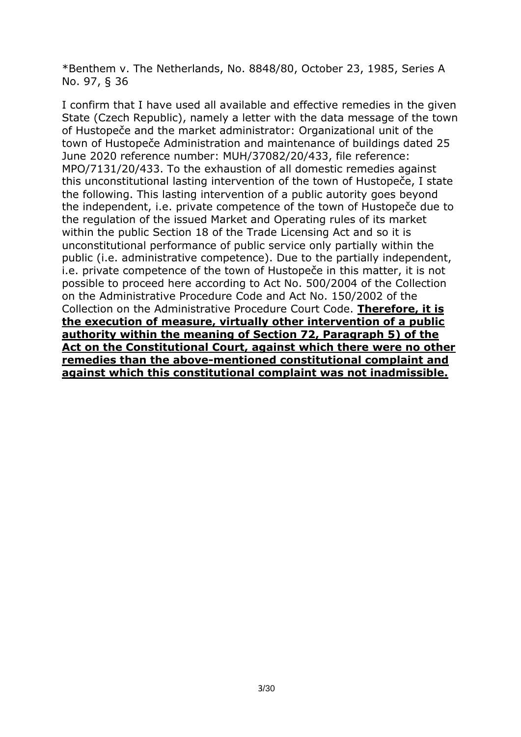*Benthem v. The Netherlands, No. 8848/80, October 23, 1985, Series A No. 97, § 36

I confirm that I have used all available and effective remedies in the given State (Czech Republic), namely a letter with the data message of the town of Hustopeče and the market administrator: Organizational unit of the town of Hustopeče Administration and maintenance of buildings dated 25 June 2020 reference number: MUH/37082/20/433, file reference: MPO/7131/20/433. To the exhaustion of all domestic remedies against this unconstitutional lasting intervention of the town of Hustopeče, I state the following. This lasting intervention of a public autority goes beyond the independent, i.e. private competence of the town of Hustopeče due to the regulation of the issued Market and Operating rules of its market within the public Section 18 of the Trade Licensing Act and so it is unconstitutional performance of public service only partially within the public (i.e. administrative competence). Due to the partially independent, i.e. private competence of the town of Hustopeče in this matter, it is not possible to proceed here according to Act No. 500/2004 of the Collection on the Administrative Procedure Code and Act No. 150/2002 of the Collection on the Administrative Procedure Court Code. **<u>Therefore, it is the execution of measure, virtually other intervention of a public authority within the meaning of Section 72, Paragraph 5) of the Act on the Constitutional Court, against which there were no other remedies than the above-mentioned constitutional complaint and against which this constitutional complaint was not inadmissible.</u>**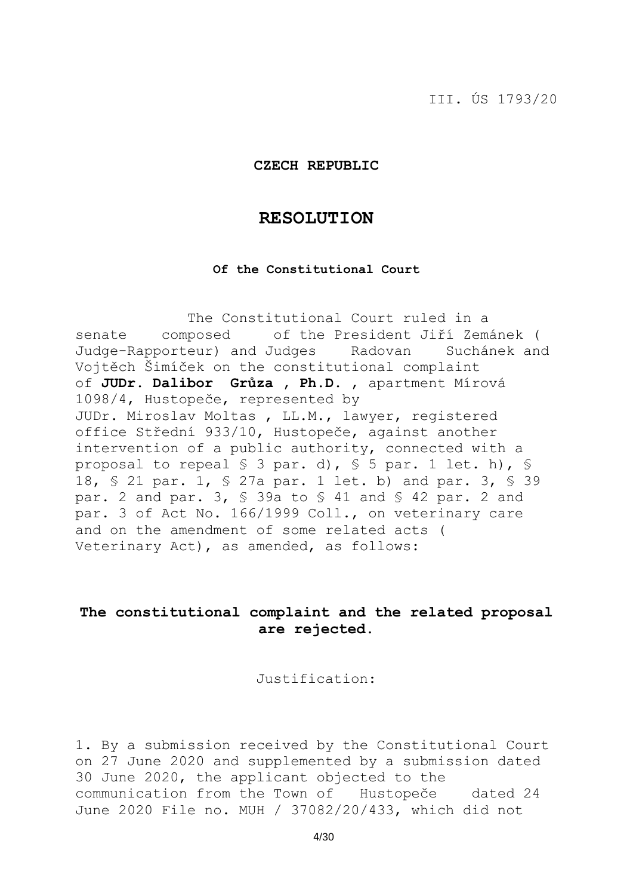III. ÚS 1793/20

**CZECH REPUBLIC**

# RESOLUTION

**Of the Constitutional Court**

The Constitutional Court ruled in a senate composed of the President Jiří Zemánek ( Judge-Rapporteur) and Judges Radovan Suchánek and Vojtěch Šimíček on the constitutional complaint of **JUDr. Dalibor Grůza , Ph.D.** , apartment Mírová 1098/4, Hustopeče, represented by JUDr. Miroslav Moltas , LL.M., lawyer, registered office Střední 933/10, Hustopeče, against another intervention of a public authority, connected with a proposal to repeal § 3 par. d), § 5 par. 1 let. h), § 18, § 21 par. 1, § 27a par. 1 let. b) and par. 3, § 39 par. 2 and par. 3, § 39a to § 41 and § 42 par. 2 and par. 3 of Act No. 166/1999 Coll., on veterinary care and on the amendment of some related acts ( Veterinary Act), as amended, as follows:

**The constitutional complaint and the related proposal are rejected.**

Justification:

1. By a submission received by the Constitutional Court on 27 June 2020 and supplemented by a submission dated 30 June 2020, the applicant objected to the communication from the Town of Hustopeče dated 24 June 2020 File no. MUH / 37082/20/433, which did not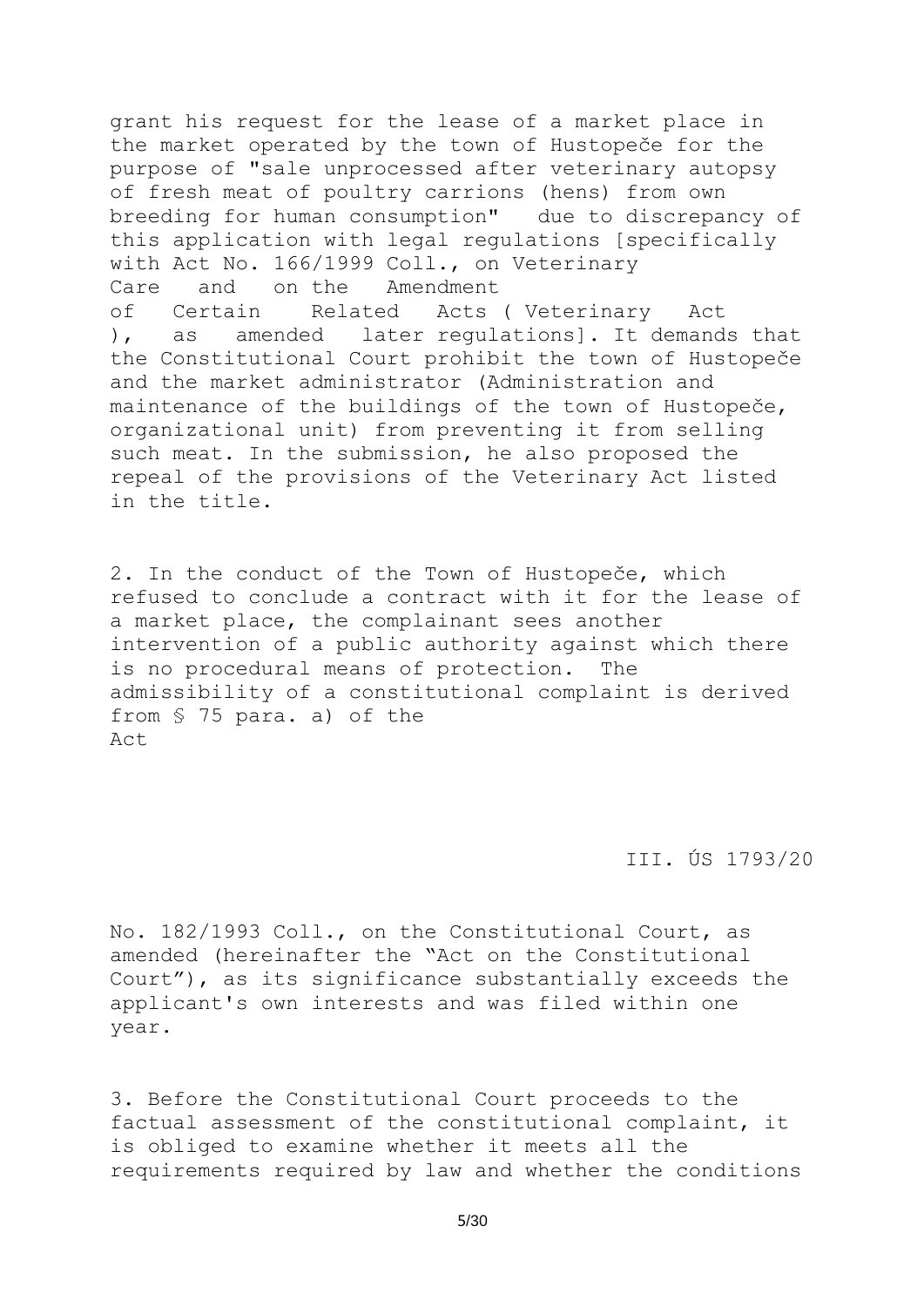grant his request for the lease of a market place in the market operated by the town of Hustopeče for the purpose of "sale unprocessed after veterinary autopsy of fresh meat of poultry carrions (hens) from own breeding for human consumption" due to discrepancy of this application with legal regulations [specifically with Act No. 166/1999 Coll., on Veterinary Care and on the Amendment of Certain Related Acts ( Veterinary Act ), as amended later regulations]. It demands that the Constitutional Court prohibit the town of Hustopeče and the market administrator (Administration and maintenance of the buildings of the town of Hustopeče, organizational unit) from preventing it from selling such meat. In the submission, he also proposed the repeal of the provisions of the Veterinary Act listed in the title.

2. In the conduct of the Town of Hustopeče, which refused to conclude a contract with it for the lease of a market place, the complainant sees another intervention of a public authority against which there is no procedural means of protection. The admissibility of a constitutional complaint is derived from § 75 para. a) of the Act No. 182/1993 Coll., on the Constitutional Court, as amended (hereinafter the "Act on the Constitutional Court"), as its significance substantially exceeds the applicant's own interests and was filed within one year.

3. Before the Constitutional Court proceeds to the factual assessment of the constitutional complaint, it is obliged to examine whether it meets all the requirements required by law and whether the conditions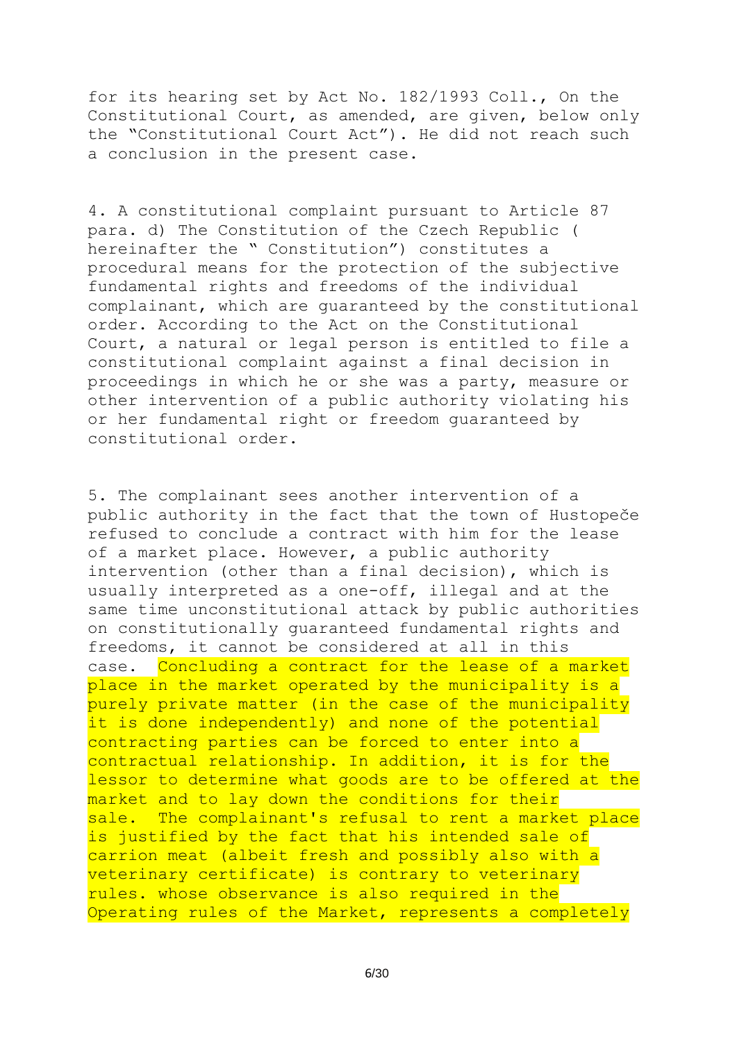for its hearing set by Act No. 182/1993 Coll., On the Constitutional Court, as amended, are given, below only the "Constitutional Court Act"). He did not reach such a conclusion in the present case.

4. A constitutional complaint pursuant to Article 87 para. d) The Constitution of the Czech Republic ( hereinafter the " Constitution") constitutes a procedural means for the protection of the subjective fundamental rights and freedoms of the individual complainant, which are guaranteed by the constitutional order. According to the Act on the Constitutional Court, a natural or legal person is entitled to file a constitutional complaint against a final decision in proceedings in which he or she was a party, measure or other intervention of a public authority violating his or her fundamental right or freedom guaranteed by constitutional order.

5. The complainant sees another intervention of a public authority in the fact that the town of Hustopeče refused to conclude a contract with him for the lease of a market place. However, a public authority intervention (other than a final decision), which is usually interpreted as a one-off, illegal and at the same time unconstitutional attack by public authorities on constitutionally guaranteed fundamental rights and freedoms, it cannot be considered at all in this case. Concluding a contract for the lease of a market place in the market operated by the municipality is a purely private matter (in the case of the municipality it is done independently) and none of the potential contracting parties can be forced to enter into a contractual relationship. In addition, it is for the lessor to determine what goods are to be offered at the market and to lay down the conditions for their sale. The complainant's refusal to rent a market place is justified by the fact that his intended sale of carrion meat (albeit fresh and possibly also with a veterinary certificate) is contrary to veterinary rules. whose observance is also required in the Operating rules of the Market, represents a completely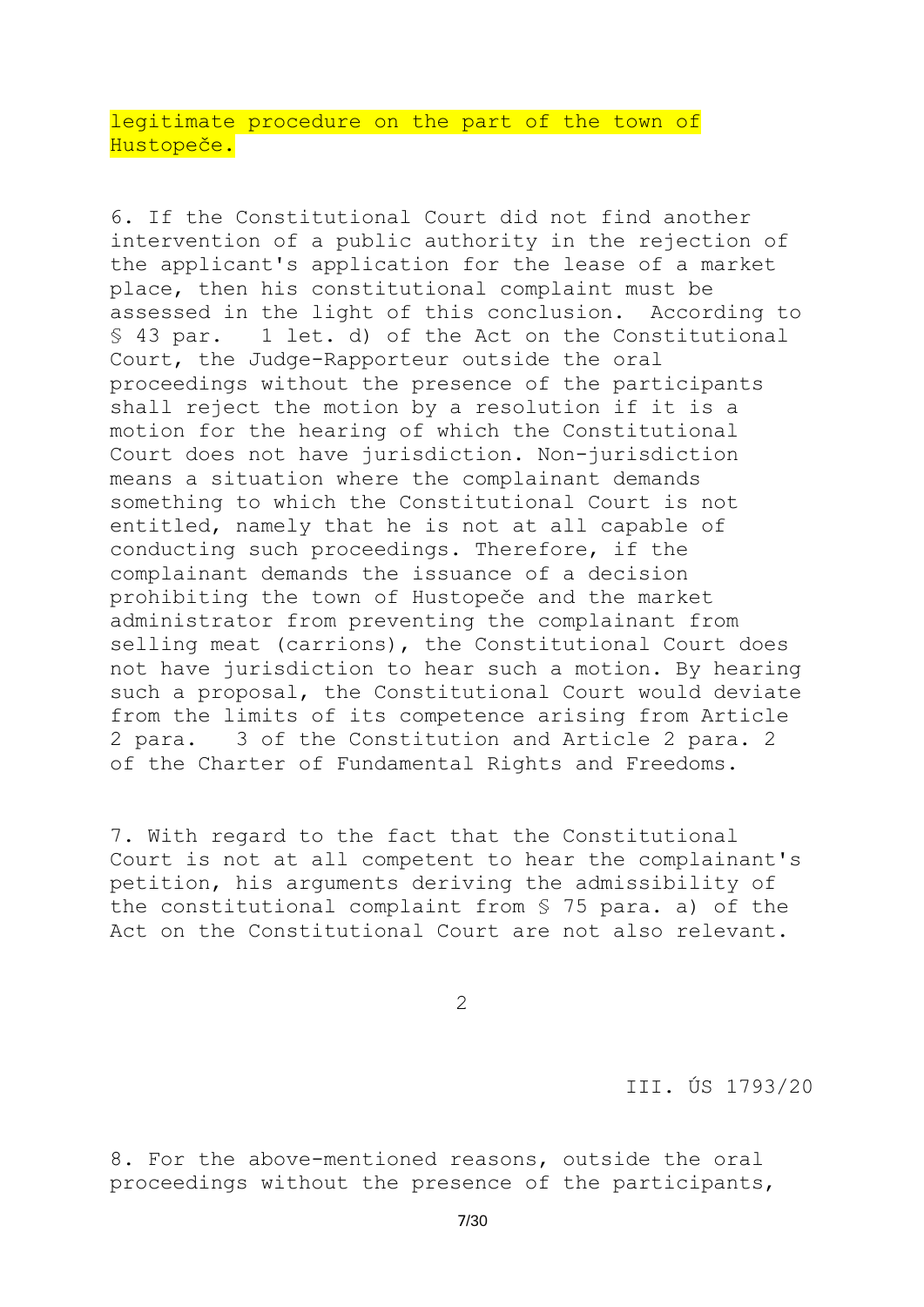legitimate procedure on the part of the town of Hustopeče.

6. If the Constitutional Court did not find another intervention of a public authority in the rejection of the applicant's application for the lease of a market place, then his constitutional complaint must be assessed in the light of this conclusion. According to § 43 par. 1 let. d) of the Act on the Constitutional Court, the Judge-Rapporteur outside the oral proceedings without the presence of the participants shall reject the motion by a resolution if it is a motion for the hearing of which the Constitutional Court does not have jurisdiction. Non-jurisdiction means a situation where the complainant demands something to which the Constitutional Court is not entitled, namely that he is not at all capable of conducting such proceedings. Therefore, if the complainant demands the issuance of a decision prohibiting the town of Hustopeče and the market administrator from preventing the complainant from selling meat (carrions), the Constitutional Court does not have jurisdiction to hear such a motion. By hearing such a proposal, the Constitutional Court would deviate from the limits of its competence arising from Article 2 para. 3 of the Constitution and Article 2 para. 2 of the Charter of Fundamental Rights and Freedoms.

7. With regard to the fact that the Constitutional Court is not at all competent to hear the complainant's petition, his arguments deriving the admissibility of the constitutional complaint from § 75 para. a) of the Act on the Constitutional Court are not also relevant.

III. ÚS 1793/20

8. For the above-mentioned reasons, outside the oral proceedings without the presence of the participants,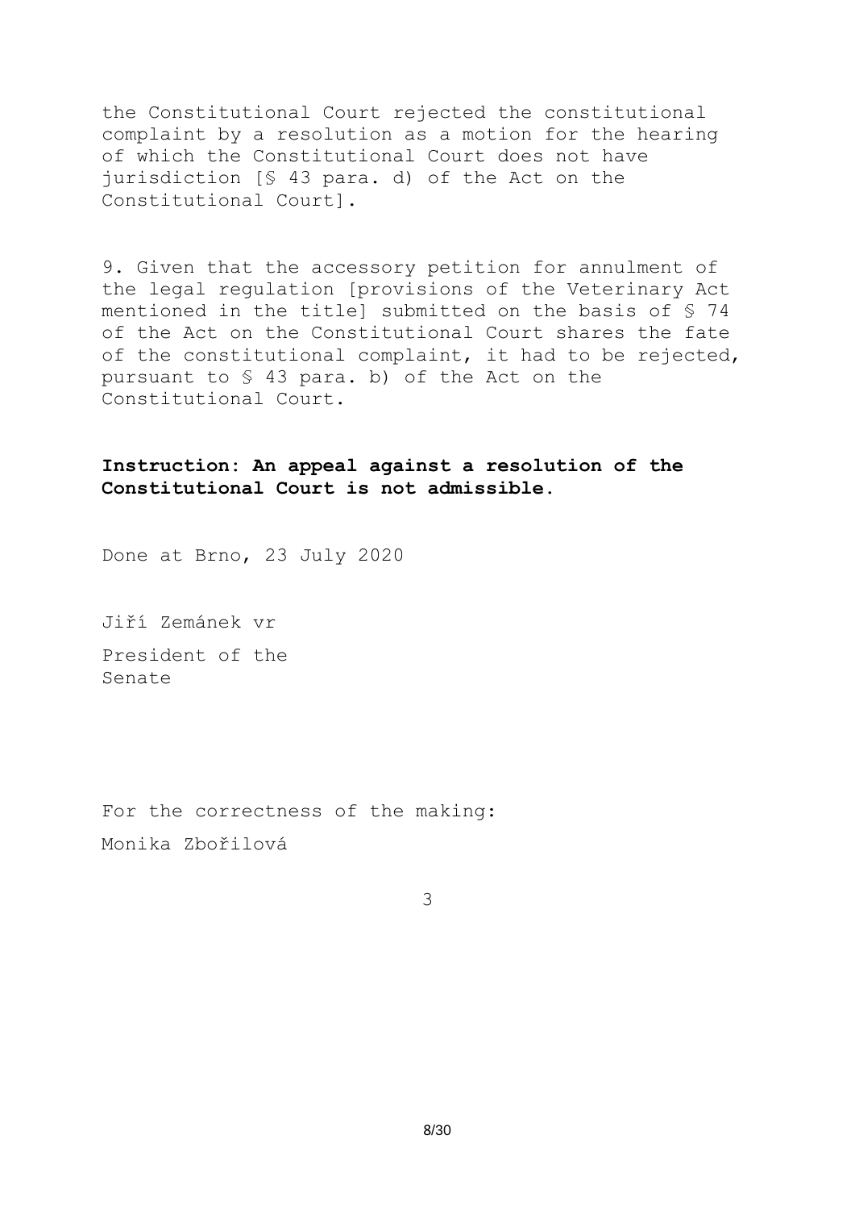the Constitutional Court rejected the constitutional complaint by a resolution as a motion for the hearing of which the Constitutional Court does not have jurisdiction [§ 43 para. d) of the Act on the Constitutional Court].

9. Given that the accessory petition for annulment of the legal regulation [provisions of the Veterinary Act mentioned in the title] submitted on the basis of § 74 of the Act on the Constitutional Court shares the fate of the constitutional complaint, it had to be rejected, pursuant to § 43 para. b) of the Act on the Constitutional Court.

**Instruction: An appeal against a resolution of the Constitutional Court is not admissible.**

Done at Brno, 23 July 2020

Jiří Zemánek vr

President of the Senate

For the correctness of the making:

Monika Zbořilová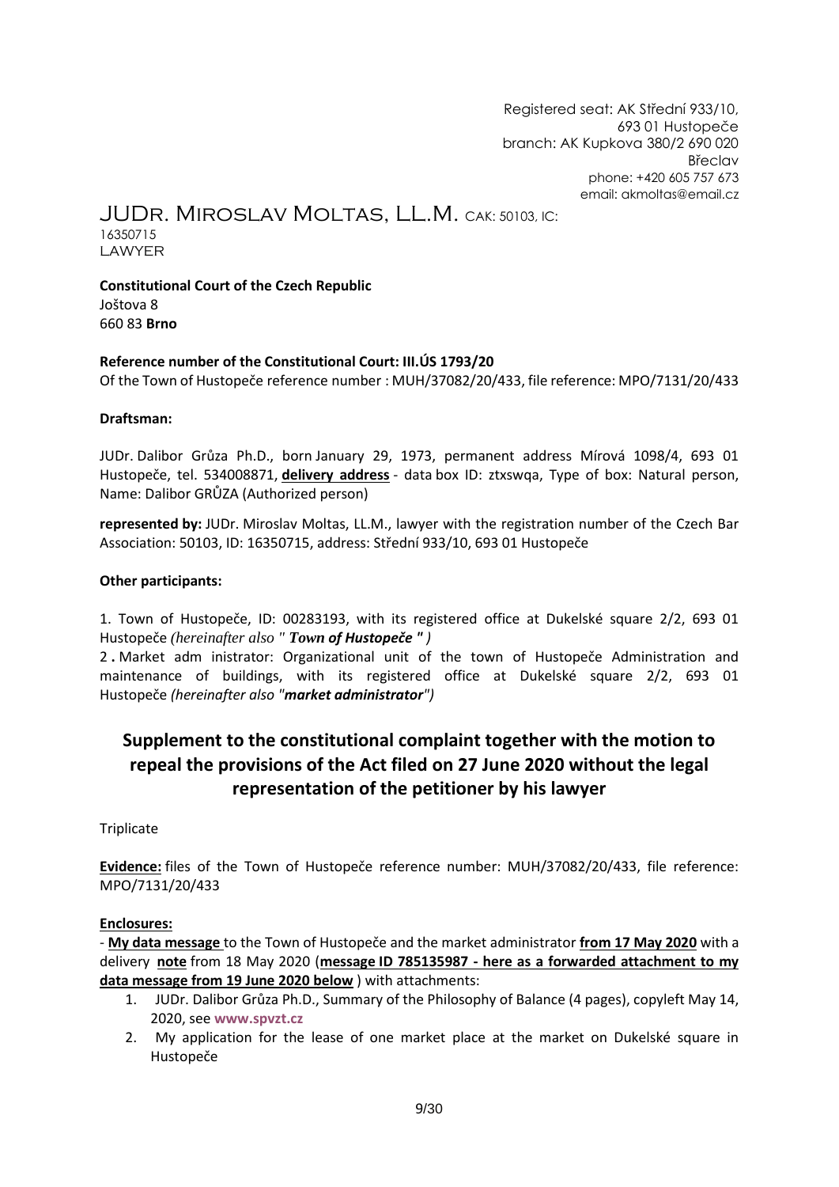Registered seat: AK Střední 933/10,
693 01 Hustopeče
branch: AK Kupkova 380/2 690 020
Břeclav
phone: +420 605 757 673
email: akmoltas@email.cz

JUDr. Miroslav Moltas, LL.M. CAK: 50103, IC: 16350715
LAWYER

**Constitutional Court of the Czech Republic**
Joštova 8
660 83 **Brno**

**Reference number of the Constitutional Court: III.ÚS 1793/20**
Of the Town of Hustopeče reference number : MUH/37082/20/433, file reference: MPO/7131/20/433

**Draftsman:**

JUDr. Dalibor Grůza Ph.D., born January 29, 1973, permanent address Mírová 1098/4, 693 01 Hustopeče, tel. 534008871, **delivery address** - data box ID: ztxswqa, Type of box: Natural person, Name: Dalibor GRŮZA (Authorized person)

**represented by:** JUDr. Miroslav Moltas, LL.M., lawyer with the registration number of the Czech Bar Association: 50103, ID: 16350715, address: Střední 933/10, 693 01 Hustopeče

**Other participants:**

1. Town of Hustopeče, ID: 00283193, with its registered office at Dukelské square 2/2, 693 01 Hustopeče *(hereinafter also " **Town of Hustopeče** " )*

2 **.** Market adm inistrator: Organizational unit of the town of Hustopeče Administration and maintenance of buildings, with its registered office at Dukelské square 2/2, 693 01 Hustopeče *(hereinafter also "**market administrator**")*

## Supplement to the constitutional complaint together with the motion to repeal the provisions of the Act filed on 27 June 2020 without the legal representation of the petitioner by his lawyer

Triplicate

**Evidence:** files of the Town of Hustopeče reference number: MUH/37082/20/433, file reference: MPO/7131/20/433

**Enclosures:**

- **My data message** to the Town of Hustopeče and the market administrator **from 17 May 2020** with a delivery **note** from 18 May 2020 (**message ID 785135987 - here as a forwarded attachment to my data message from 19 June 2020 below** ) with attachments:

1. JUDr. Dalibor Grůza Ph.D., Summary of the Philosophy of Balance (4 pages), copyleft May 14, 2020, see **www.spvzt.cz**
2. My application for the lease of one market place at the market on Dukelské square in Hustopeče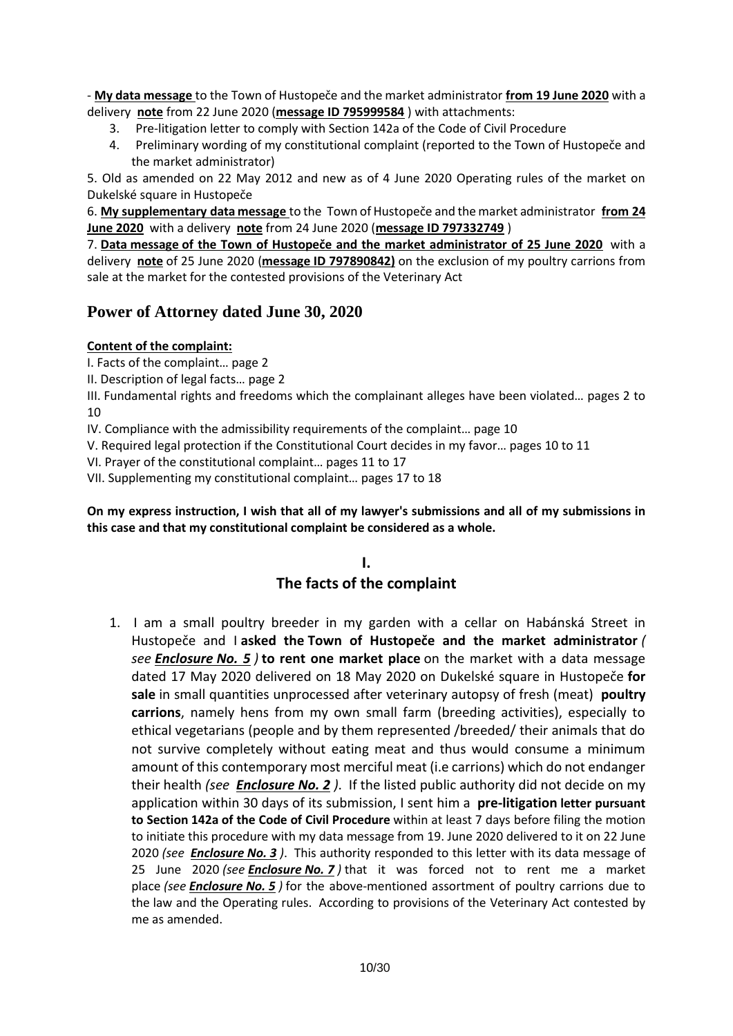- **My data message** to the Town of Hustopeče and the market administrator **from 19 June 2020** with a delivery **note** from 22 June 2020 (**message ID 795999584** ) with attachments:

3. Pre-litigation letter to comply with Section 142a of the Code of Civil Procedure
4. Preliminary wording of my constitutional complaint (reported to the Town of Hustopeče and the market administrator)

5. Old as amended on 22 May 2012 and new as of 4 June 2020 Operating rules of the market on Dukelské square in Hustopeče

6. **My supplementary data message** to the Town of Hustopeče and the market administrator **from 24 June 2020** with a delivery **note** from 24 June 2020 (**message ID 797332749** )

7. **Data message of the Town of Hustopeče and the market administrator of 25 June 2020** with a delivery **note** of 25 June 2020 (**message ID 797890842)** on the exclusion of my poultry carrions from sale at the market for the contested provisions of the Veterinary Act

## Power of Attorney dated June 30, 2020

**Content of the complaint:**

I. Facts of the complaint… page 2

II. Description of legal facts… page 2

III. Fundamental rights and freedoms which the complainant alleges have been violated… pages 2 to 10

IV. Compliance with the admissibility requirements of the complaint… page 10

V. Required legal protection if the Constitutional Court decides in my favor… pages 10 to 11

VI. Prayer of the constitutional complaint… pages 11 to 17

VII. Supplementing my constitutional complaint… pages 17 to 18

**On my express instruction, I wish that all of my lawyer's submissions and all of my submissions in this case and that my constitutional complaint be considered as a whole.**

## I.
## The facts of the complaint

1. I am a small poultry breeder in my garden with a cellar on Habánská Street in Hustopeče and I **asked the Town of Hustopeče and the market administrator** *(see* ***Enclosure No. 5*** *)* **to rent one market place** on the market with a data message dated 17 May 2020 delivered on 18 May 2020 on Dukelské square in Hustopeče **for sale** in small quantities unprocessed after veterinary autopsy of fresh (meat) **poultry carrions**, namely hens from my own small farm (breeding activities), especially to ethical vegetarians (people and by them represented /breeded/ their animals that do not survive completely without eating meat and thus would consume a minimum amount of this contemporary most merciful meat (i.e carrions) which do not endanger their health *(see* ***Enclosure No. 2*** *)*. If the listed public authority did not decide on my application within 30 days of its submission, I sent him a **pre-litigation letter pursuant to Section 142a of the Code of Civil Procedure** within at least 7 days before filing the motion to initiate this procedure with my data message from 19. June 2020 delivered to it on 22 June 2020 *(see* ***Enclosure No. 3*** *)*. This authority responded to this letter with its data message of 25 June 2020 *(see* ***Enclosure No. 7*** *)* that it was forced not to rent me a market place *(see* ***Enclosure No. 5*** *)* for the above-mentioned assortment of poultry carrions due to the law and the Operating rules. According to provisions of the Veterinary Act contested by me as amended.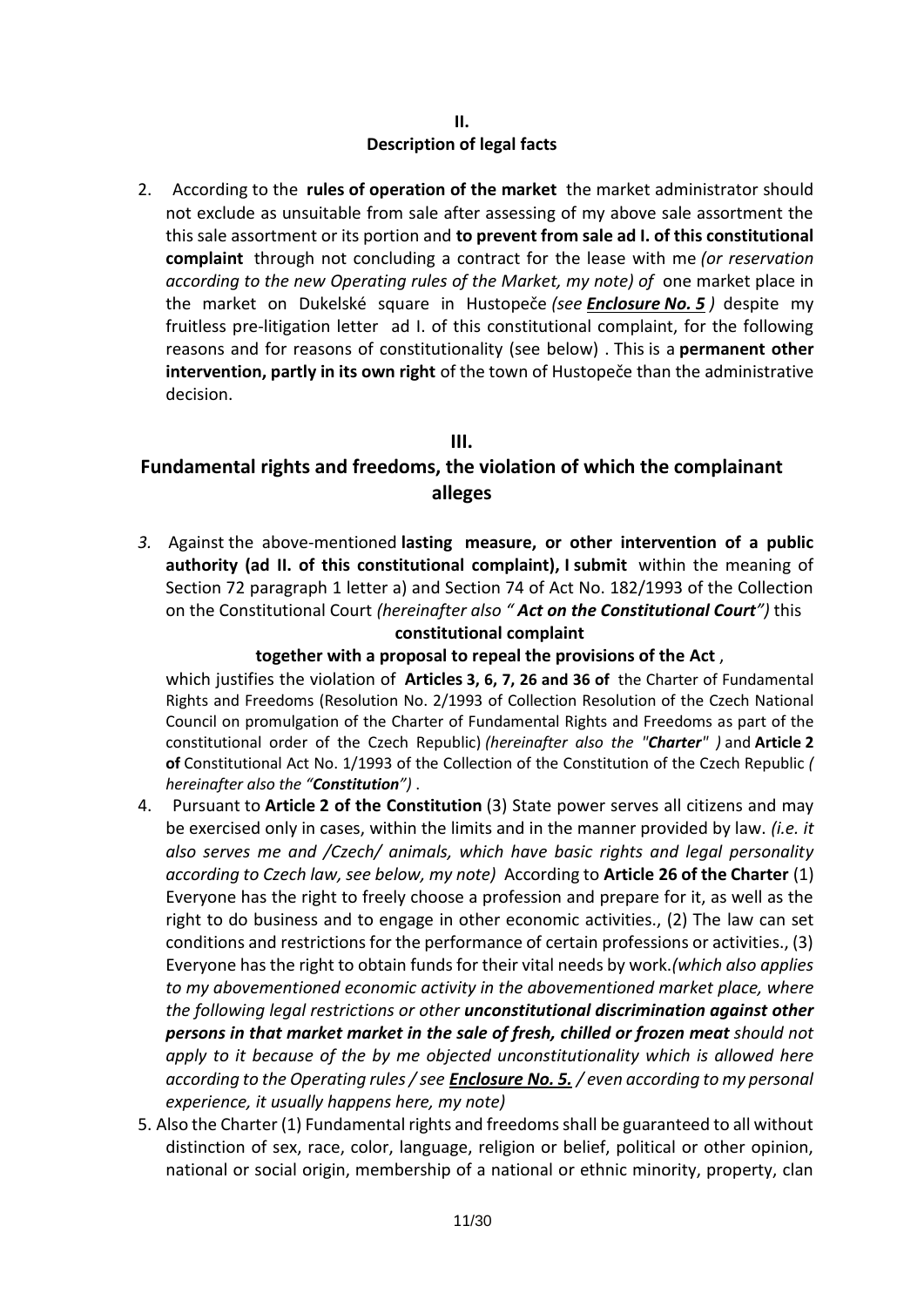## II.
## Description of legal facts

2. According to the **rules of operation of the market** the market administrator should not exclude as unsuitable from sale after assessing of my above sale assortment the this sale assortment or its portion and **to prevent from sale ad I. of this constitutional complaint** through not concluding a contract for the lease with me *(or reservation according to the new Operating rules of the Market, my note) of* one market place in the market on Dukelské square in Hustopeče *(see* ***Enclosure No. 5*** *)* despite my fruitless pre-litigation letter ad I. of this constitutional complaint, for the following reasons and for reasons of constitutionality (see below) . This is a **permanent other intervention, partly in its own right** of the town of Hustopeče than the administrative decision.

## III.
## Fundamental rights and freedoms, the violation of which the complainant alleges

*3.* Against the above-mentioned **lasting measure, or other intervention of a public authority (ad II. of this constitutional complaint), I submit** within the meaning of Section 72 paragraph 1 letter a) and Section 74 of Act No. 182/1993 of the Collection on the Constitutional Court *(hereinafter also "* ***Act on the Constitutional Court"****)* this

**constitutional complaint**

**together with a proposal to repeal the provisions of the Act** ,

which justifies the violation of **Articles 3, 6, 7, 26 and 36 of** the Charter of Fundamental Rights and Freedoms (Resolution No. 2/1993 of Collection Resolution of the Czech National Council on promulgation of the Charter of Fundamental Rights and Freedoms as part of the constitutional order of the Czech Republic) *(hereinafter also the "****Charter****" )* and **Article 2 of** Constitutional Act No. 1/1993 of the Collection of the Constitution of the Czech Republic *( hereinafter also the "****Constitution****")* .

4. Pursuant to **Article 2 of the Constitution** (3) State power serves all citizens and may be exercised only in cases, within the limits and in the manner provided by law. *(i.e. it also serves me and /Czech/ animals, which have basic rights and legal personality according to Czech law, see below, my note)* According to **Article 26 of the Charter** (1) Everyone has the right to freely choose a profession and prepare for it, as well as the right to do business and to engage in other economic activities., (2) The law can set conditions and restrictions for the performance of certain professions or activities., (3) Everyone has the right to obtain funds for their vital needs by work.*(which also applies to my abovementioned economic activity in the abovementioned market place, where the following legal restrictions or other* ***unconstitutional discrimination against other persons in that market market in the sale of fresh, chilled or frozen meat*** *should not apply to it because of the by me objected unconstitutionality which is allowed here according to the Operating rules / see* ***Enclosure No. 5.*** */ even according to my personal experience, it usually happens here, my note)*

5. Also the Charter (1) Fundamental rights and freedoms shall be guaranteed to all without distinction of sex, race, color, language, religion or belief, political or other opinion, national or social origin, membership of a national or ethnic minority, property, clan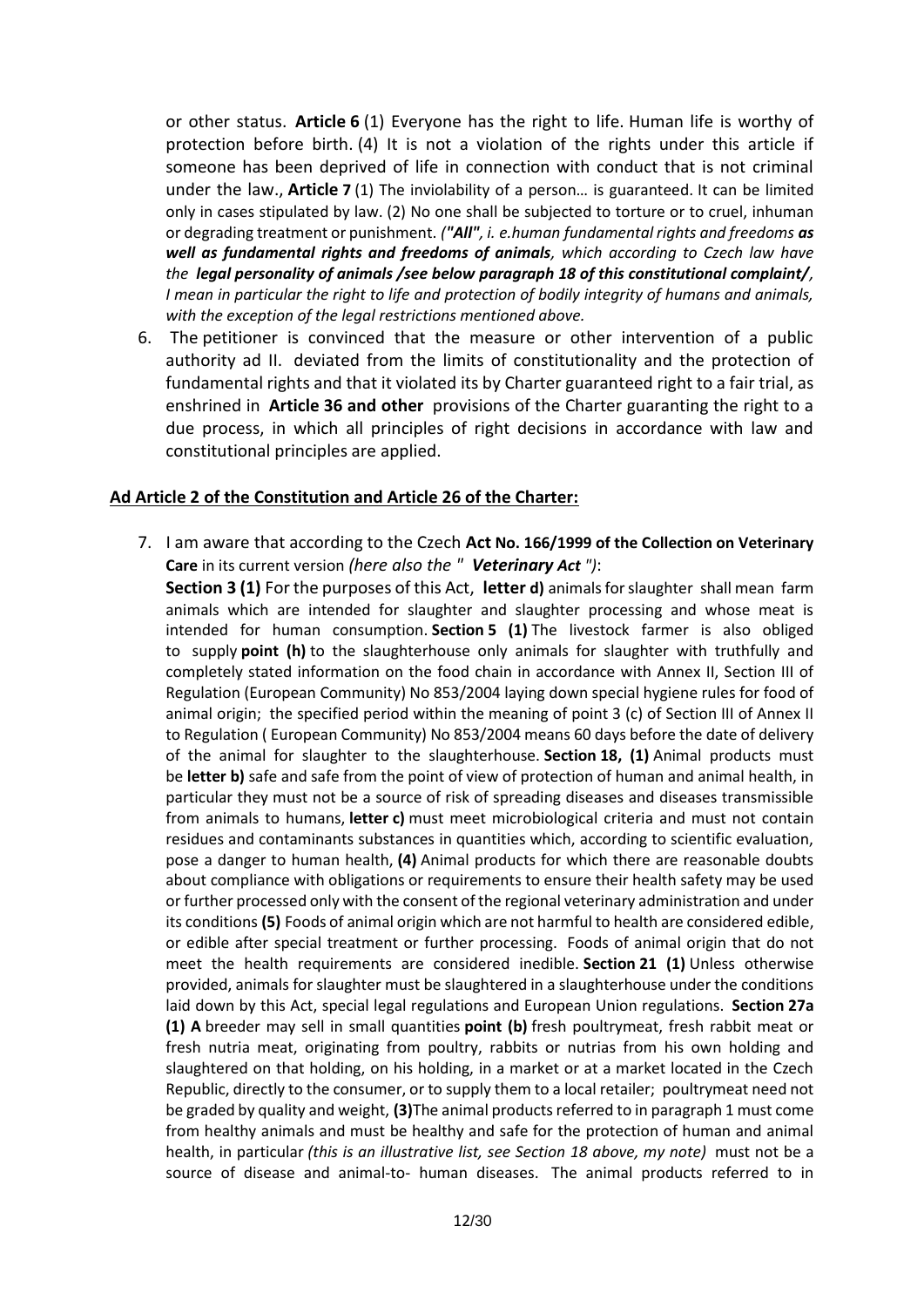or other status. **Article 6** (1) Everyone has the right to life. Human life is worthy of protection before birth. (4) It is not a violation of the rights under this article if someone has been deprived of life in connection with conduct that is not criminal under the law., **Article 7** (1) The inviolability of a person… is guaranteed. It can be limited only in cases stipulated by law. (2) No one shall be subjected to torture or to cruel, inhuman or degrading treatment or punishment. *("**All**", i. e.human fundamental rights and freedoms **as well as fundamental rights and freedoms of animals**, which according to Czech law have the **legal personality of animals /see below paragraph 18 of this constitutional complaint/**, I mean in particular the right to life and protection of bodily integrity of humans and animals, with the exception of the legal restrictions mentioned above.*

6. The petitioner is convinced that the measure or other intervention of a public authority ad II. deviated from the limits of constitutionality and the protection of fundamental rights and that it violated its by Charter guaranteed right to a fair trial, as enshrined in **Article 36 and other** provisions of the Charter guaranting the right to a due process, in which all principles of right decisions in accordance with law and constitutional principles are applied.

**Ad Article 2 of the Constitution and Article 26 of the Charter:**

7. I am aware that according to the Czech **Act No. 166/1999 of the Collection on Veterinary Care** in its current version *(here also the " **Veterinary Act** ")*:
**Section 3 (1)** For the purposes of this Act, **letter d)** animals for slaughter shall mean farm animals which are intended for slaughter and slaughter processing and whose meat is intended for human consumption. **Section 5 (1)** The livestock farmer is also obliged to supply **point (h)** to the slaughterhouse only animals for slaughter with truthfully and completely stated information on the food chain in accordance with Annex II, Section III of Regulation (European Community) No 853/2004 laying down special hygiene rules for food of animal origin; the specified period within the meaning of point 3 (c) of Section III of Annex II to Regulation ( European Community) No 853/2004 means 60 days before the date of delivery of the animal for slaughter to the slaughterhouse. **Section 18, (1)** Animal products must be **letter b)** safe and safe from the point of view of protection of human and animal health, in particular they must not be a source of risk of spreading diseases and diseases transmissible from animals to humans, **letter c)** must meet microbiological criteria and must not contain residues and contaminants substances in quantities which, according to scientific evaluation, pose a danger to human health, **(4)** Animal products for which there are reasonable doubts about compliance with obligations or requirements to ensure their health safety may be used or further processed only with the consent of the regional veterinary administration and under its conditions **(5)** Foods of animal origin which are not harmful to health are considered edible, or edible after special treatment or further processing. Foods of animal origin that do not meet the health requirements are considered inedible. **Section 21 (1)** Unless otherwise provided, animals for slaughter must be slaughtered in a slaughterhouse under the conditions laid down by this Act, special legal regulations and European Union regulations. **Section 27a (1) A** breeder may sell in small quantities **point (b)** fresh poultrymeat, fresh rabbit meat or fresh nutria meat, originating from poultry, rabbits or nutrias from his own holding and slaughtered on that holding, on his holding, in a market or at a market located in the Czech Republic, directly to the consumer, or to supply them to a local retailer; poultrymeat need not be graded by quality and weight, **(3)**The animal products referred to in paragraph 1 must come from healthy animals and must be healthy and safe for the protection of human and animal health, in particular *(this is an illustrative list, see Section 18 above, my note)* must not be a source of disease and animal-to- human diseases. The animal products referred to in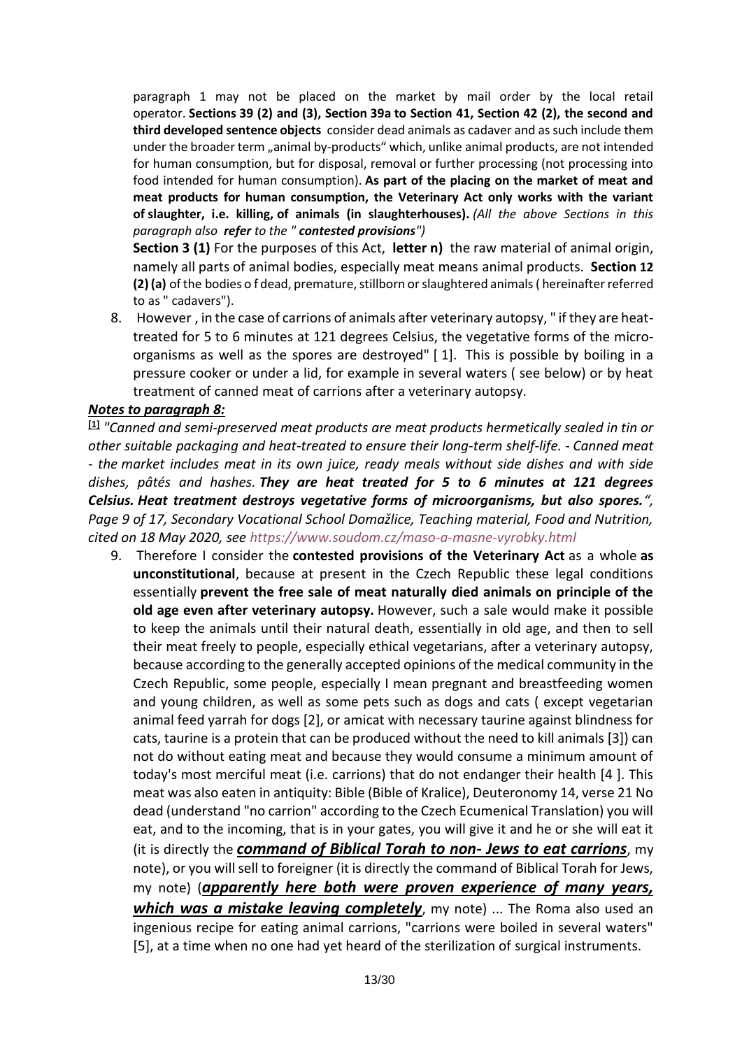paragraph 1 may not be placed on the market by mail order by the local retail operator. **Sections 39 (2) and (3), Section 39a to Section 41, Section 42 (2), the second and third developed sentence objects** consider dead animals as cadaver and as such include them under the broader term „animal by-products" which, unlike animal products, are not intended for human consumption, but for disposal, removal or further processing (not processing into food intended for human consumption). **As part of the placing on the market of meat and meat products for human consumption, the Veterinary Act only works with the variant of slaughter, i.e. killing, of animals (in slaughterhouses).** *(All the above Sections in this paragraph also **refer** to the " **contested provisions**")*

**Section 3 (1)** For the purposes of this Act, **letter n)** the raw material of animal origin, namely all parts of animal bodies, especially meat means animal products. **Section 12 (2) (a)** of the bodies o f dead, premature, stillborn or slaughtered animals ( hereinafter referred to as " cadavers").

8. However , in the case of carrions of animals after veterinary autopsy, " if they are heat-treated for 5 to 6 minutes at 121 degrees Celsius, the vegetative forms of the micro-organisms as well as the spores are destroyed" [ 1]. This is possible by boiling in a pressure cooker or under a lid, for example in several waters ( see below) or by heat treatment of canned meat of carrions after a veterinary autopsy.

***Notes to paragraph 8:***

[1] *"Canned and semi-preserved meat products are meat products hermetically sealed in tin or other suitable packaging and heat-treated to ensure their long-term shelf-life. - Canned meat - the market includes meat in its own juice, ready meals without side dishes and with side dishes, pâtés and hashes. **They are heat treated for 5 to 6 minutes at 121 degrees Celsius. Heat treatment destroys vegetative forms of microorganisms, but also spores.**", Page 9 of 17, Secondary Vocational School Domažlice, Teaching material, Food and Nutrition, cited on 18 May 2020, see https://www.soudom.cz/maso-a-masne-vyrobky.html*

9. Therefore I consider the **contested provisions of the Veterinary Act** as a whole **as unconstitutional**, because at present in the Czech Republic these legal conditions essentially **prevent the free sale of meat naturally died animals on principle of the old age even after veterinary autopsy.** However, such a sale would make it possible to keep the animals until their natural death, essentially in old age, and then to sell their meat freely to people, especially ethical vegetarians, after a veterinary autopsy, because according to the generally accepted opinions of the medical community in the Czech Republic, some people, especially I mean pregnant and breastfeeding women and young children, as well as some pets such as dogs and cats ( except vegetarian animal feed yarrah for dogs [2], or amicat with necessary taurine against blindness for cats, taurine is a protein that can be produced without the need to kill animals [3]) can not do without eating meat and because they would consume a minimum amount of today's most merciful meat (i.e. carrions) that do not endanger their health [4 ]. This meat was also eaten in antiquity: Bible (Bible of Kralice), Deuteronomy 14, verse 21 No dead (understand "no carrion" according to the Czech Ecumenical Translation) you will eat, and to the incoming, that is in your gates, you will give it and he or she will eat it (it is directly the ***command of Biblical Torah to non- Jews to eat carrions***, my note), or you will sell to foreigner (it is directly the command of Biblical Torah for Jews, my note) (***apparently here both were proven experience of many years, which was a mistake leaving completely***, my note) ... The Roma also used an ingenious recipe for eating animal carrions, "carrions were boiled in several waters" [5], at a time when no one had yet heard of the sterilization of surgical instruments.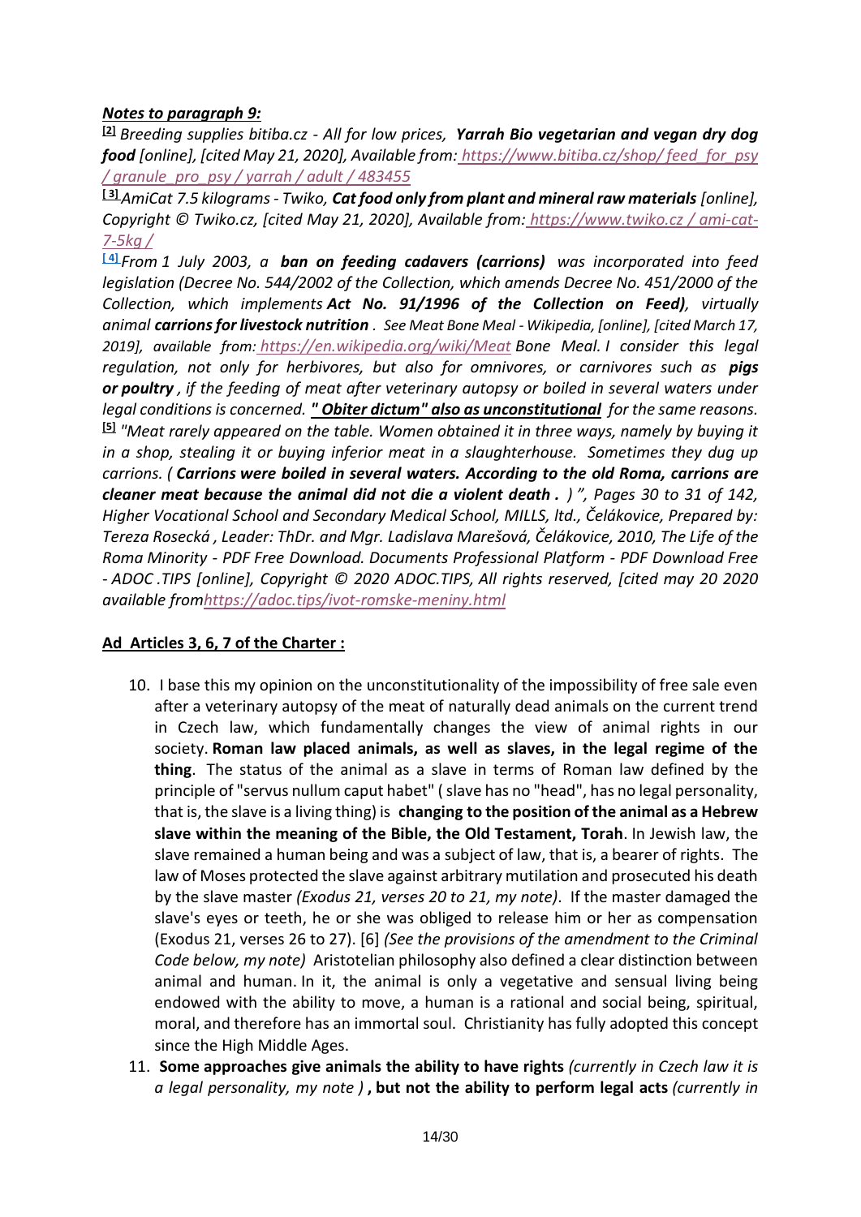***Notes to paragraph 9:***

[2] *Breeding supplies bitiba.cz - All for low prices, **Yarrah Bio vegetarian and vegan dry dog food** [online], [cited May 21, 2020], Available from: https://www.bitiba.cz/shop/ feed_for_psy / granule_pro_psy / yarrah / adult / 483455*

[3] *AmiCat 7.5 kilograms - Twiko, **Cat food only from plant and mineral raw materials** [online], Copyright © Twiko.cz, [cited May 21, 2020], Available from: https://www.twiko.cz / ami-cat-7-5kg /*

[4] *From 1 July 2003, a **ban on feeding cadavers (carrions)** was incorporated into feed legislation (Decree No. 544/2002 of the Collection, which amends Decree No. 451/2000 of the Collection, which implements **Act No. 91/1996 of the Collection on Feed)**, virtually animal **carrions for livestock nutrition** . See Meat Bone Meal - Wikipedia, [online], [cited March 17, 2019], available from: https://en.wikipedia.org/wiki/Meat Bone Meal. I consider this legal regulation, not only for herbivores, but also for omnivores, or carnivores such as **pigs or poultry** , if the feeding of meat after veterinary autopsy or boiled in several waters under legal conditions is concerned. **<u>" Obiter dictum" also as unconstitutional</u>** for the same reasons.*

[5] *"Meat rarely appeared on the table. Women obtained it in three ways, namely by buying it in a shop, stealing it or buying inferior meat in a slaughterhouse. Sometimes they dug up carrions. ( **Carrions were boiled in several waters. According to the old Roma, carrions are cleaner meat because the animal did not die a violent death .** ) ", Pages 30 to 31 of 142, Higher Vocational School and Secondary Medical School, MILLS, ltd., Čelákovice, Prepared by: Tereza Rosecká , Leader: ThDr. and Mgr. Ladislava Marešová, Čelákovice, 2010, The Life of the Roma Minority - PDF Free Download. Documents Professional Platform - PDF Download Free - ADOC .TIPS [online], Copyright © 2020 ADOC.TIPS, All rights reserved, [cited may 20 2020 available fromhttps://adoc.tips/ivot-romske-meniny.html*

**<u>Ad Articles 3, 6, 7 of the Charter :</u>**

10. I base this my opinion on the unconstitutionality of the impossibility of free sale even after a veterinary autopsy of the meat of naturally dead animals on the current trend in Czech law, which fundamentally changes the view of animal rights in our society. **Roman law placed animals, as well as slaves, in the legal regime of the thing**. The status of the animal as a slave in terms of Roman law defined by the principle of "servus nullum caput habet" ( slave has no "head", has no legal personality, that is, the slave is a living thing) is **changing to the position of the animal as a Hebrew slave within the meaning of the Bible, the Old Testament, Torah**. In Jewish law, the slave remained a human being and was a subject of law, that is, a bearer of rights. The law of Moses protected the slave against arbitrary mutilation and prosecuted his death by the slave master *(Exodus 21, verses 20 to 21, my note)*. If the master damaged the slave's eyes or teeth, he or she was obliged to release him or her as compensation (Exodus 21, verses 26 to 27). [6] *(See the provisions of the amendment to the Criminal Code below, my note)* Aristotelian philosophy also defined a clear distinction between animal and human. In it, the animal is only a vegetative and sensual living being endowed with the ability to move, a human is a rational and social being, spiritual, moral, and therefore has an immortal soul. Christianity has fully adopted this concept since the High Middle Ages.
11. **Some approaches give animals the ability to have rights** *(currently in Czech law it is a legal personality, my note )* **, but not the ability to perform legal acts** *(currently in*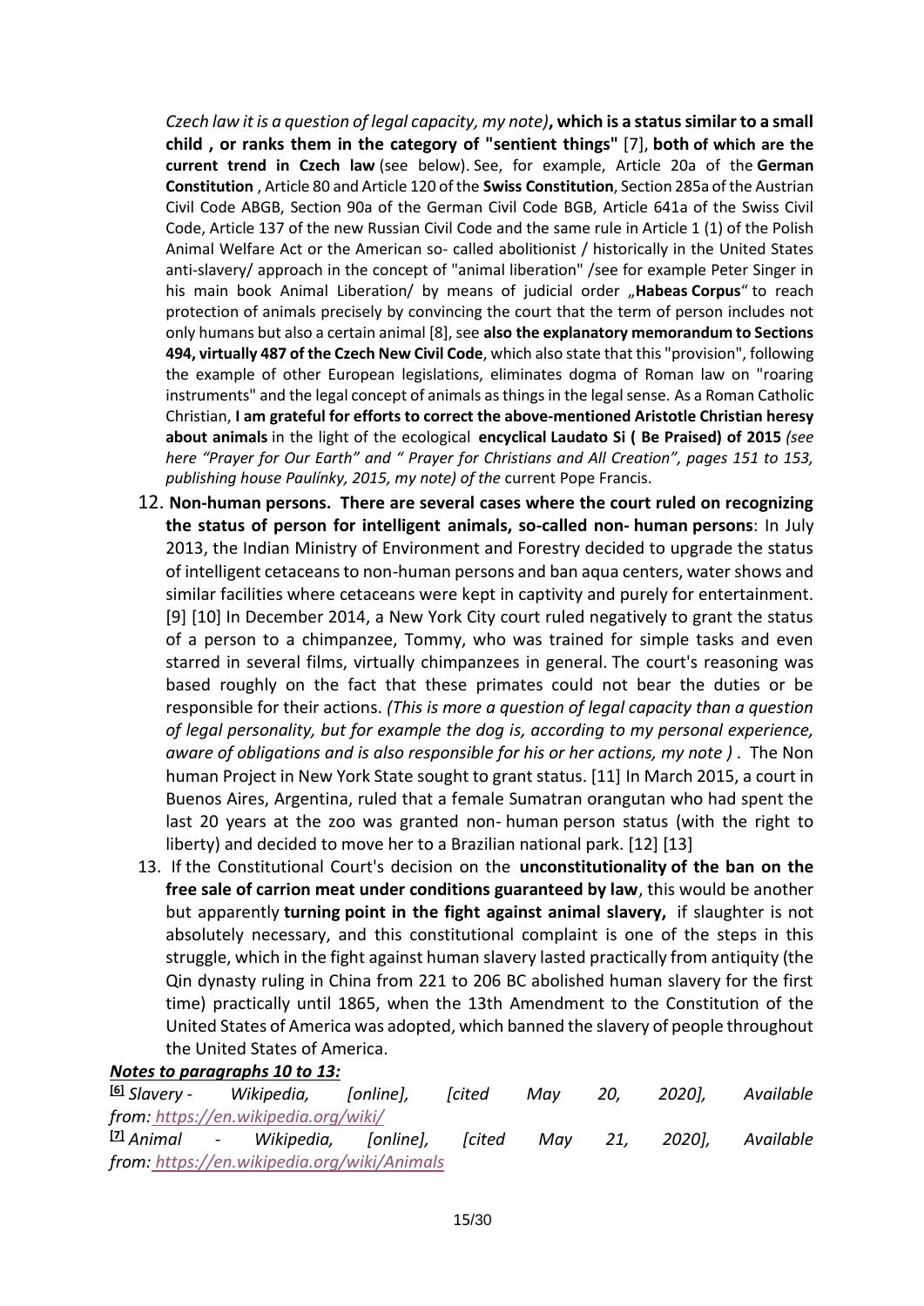*Czech law it is a question of legal capacity, my note)*, **which is a status similar to a small child , or ranks them in the category of "sentient things"** [7], **both of which are the current trend in Czech law** (see below). See, for example, Article 20a of the **German Constitution** , Article 80 and Article 120 of the **Swiss Constitution**, Section 285a of the Austrian Civil Code ABGB, Section 90a of the German Civil Code BGB, Article 641a of the Swiss Civil Code, Article 137 of the new Russian Civil Code and the same rule in Article 1 (1) of the Polish Animal Welfare Act or the American so- called abolitionist / historically in the United States anti-slavery/ approach in the concept of "animal liberation" /see for example Peter Singer in his main book Animal Liberation/ by means of judicial order „**Habeas Corpus**" to reach protection of animals precisely by convincing the court that the term of person includes not only humans but also a certain animal [8], see **also the explanatory memorandum to Sections 494, virtually 487 of the Czech New Civil Code**, which also state that this "provision", following the example of other European legislations, eliminates dogma of Roman law on "roaring instruments" and the legal concept of animals as things in the legal sense. As a Roman Catholic Christian, **I am grateful for efforts to correct the above-mentioned Aristotle Christian heresy about animals** in the light of the ecological **encyclical Laudato Si ( Be Praised) of 2015** *(see here "Prayer for Our Earth" and " Prayer for Christians and All Creation", pages 151 to 153, publishing house Paulínky, 2015, my note) of the* current Pope Francis.

12. **Non-human persons. There are several cases where the court ruled on recognizing the status of person for intelligent animals, so-called non- human persons**: In July 2013, the Indian Ministry of Environment and Forestry decided to upgrade the status of intelligent cetaceans to non-human persons and ban aqua centers, water shows and similar facilities where cetaceans were kept in captivity and purely for entertainment. [9] [10] In December 2014, a New York City court ruled negatively to grant the status of a person to a chimpanzee, Tommy, who was trained for simple tasks and even starred in several films, virtually chimpanzees in general. The court's reasoning was based roughly on the fact that these primates could not bear the duties or be responsible for their actions. *(This is more a question of legal capacity than a question of legal personality, but for example the dog is, according to my personal experience, aware of obligations and is also responsible for his or her actions, my note )* . The Non human Project in New York State sought to grant status. [11] In March 2015, a court in Buenos Aires, Argentina, ruled that a female Sumatran orangutan who had spent the last 20 years at the zoo was granted non- human person status (with the right to liberty) and decided to move her to a Brazilian national park. [12] [13]

13. If the Constitutional Court's decision on the **unconstitutionality of the ban on the free sale of carrion meat under conditions guaranteed by law**, this would be another but apparently **turning point in the fight against animal slavery,** if slaughter is not absolutely necessary, and this constitutional complaint is one of the steps in this struggle, which in the fight against human slavery lasted practically from antiquity (the Qin dynasty ruling in China from 221 to 206 BC abolished human slavery for the first time) practically until 1865, when the 13th Amendment to the Constitution of the United States of America was adopted, which banned the slavery of people throughout the United States of America.

***Notes to paragraphs 10 to 13:***

[6] *Slavery - Wikipedia, [online], [cited May 20, 2020], Available from: https://en.wikipedia.org/wiki/*

[7] *Animal - Wikipedia, [online], [cited May 21, 2020], Available from: https://en.wikipedia.org/wiki/Animals*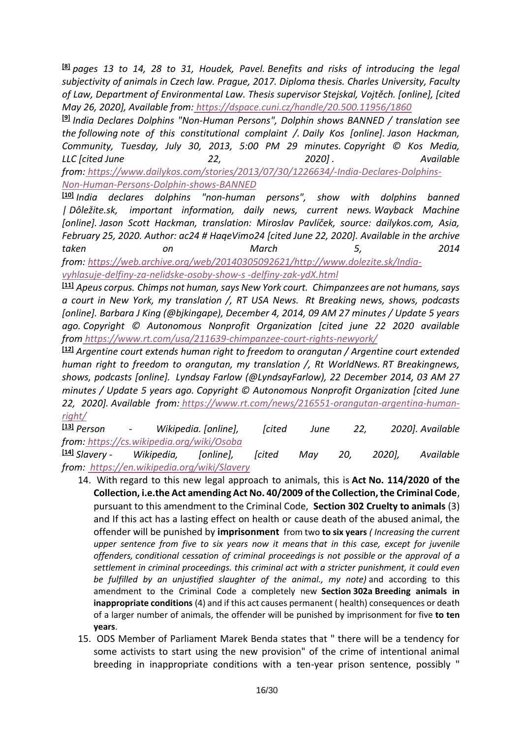[8] *pages 13 to 14, 28 to 31, Houdek, Pavel. Benefits and risks of introducing the legal subjectivity of animals in Czech law. Prague, 2017. Diploma thesis. Charles University, Faculty of Law, Department of Environmental Law. Thesis supervisor Stejskal, Vojtěch. [online], [cited May 26, 2020], Available from: https://dspace.cuni.cz/handle/20.500.11956/1860*

[9] *India Declares Dolphins "Non-Human Persons", Dolphin shows BANNED / translation see the following note of this constitutional complaint /. Daily Kos [online]. Jason Hackman, Community, Tuesday, July 30, 2013, 5:00 PM 29 minutes. Copyright © Kos Media, LLC [cited June 22, 2020]. Available from: https://www.dailykos.com/stories/2013/07/30/1226634/-India-Declares-Dolphins-Non-Human-Persons-Dolphin-shows-BANNED*

[10] *India declares dolphins "non-human persons", show with dolphins banned | Dôležite.sk, important information, daily news, current news. Wayback Machine [online]. Jason Scott Hackman, translation: Miroslav Pavlíček, source: dailykos.com, Asia, February 25, 2020. Author: ac24 # HaqeVimo24 [cited June 22, 2020]. Available in the archive taken on March 5, 2014 from: https://web.archive.org/web/20140305092621/http://www.dolezite.sk/India-vyhlasuje-delfiny-za-nelidske-osoby-show-s -delfiny-zak-ydX.html*

[11] *Apeus corpus. Chimps not human, says New York court. Chimpanzees are not humans, says a court in New York, my translation /, RT USA News. Rt Breaking news, shows, podcasts [online]. Barbara J King (@bjkingape), December 4, 2014, 09 AM 27 minutes / Update 5 years ago. Copyright © Autonomous Nonprofit Organization [cited june 22 2020 available from https://www.rt.com/usa/211639-chimpanzee-court-rights-newyork/*

[12] *Argentine court extends human right to freedom to orangutan / Argentine court extended human right to freedom to orangutan, my translation /, Rt WorldNews. RT Breakingnews, shows, podcasts [online]. Lyndsay Farlow (@LyndsayFarlow), 22 December 2014, 03 AM 27 minutes / Update 5 years ago. Copyright © Autonomous Nonprofit Organization [cited June 22, 2020]. Available from: https://www.rt.com/news/216551-orangutan-argentina-human-right/*

[13] *Person - Wikipedia. [online], [cited June 22, 2020]. Available from: https://cs.wikipedia.org/wiki/Osoba*

[14] *Slavery - Wikipedia, [online], [cited May 20, 2020], Available from: https://en.wikipedia.org/wiki/Slavery*

14. With regard to this new legal approach to animals, this is **Act No. 114/2020 of the Collection, i.e.the Act amending Act No. 40/2009 of the Collection, the Criminal Code**, pursuant to this amendment to the Criminal Code, **Section 302 Cruelty to animals** (3) and If this act has a lasting effect on health or cause death of the abused animal, the offender will be punished by **imprisonment** from two **to six years** *( Increasing the current upper sentence from five to six years now it means that in this case, except for juvenile offenders, conditional cessation of criminal proceedings is not possible or the approval of a settlement in criminal proceedings. this criminal act with a stricter punishment, it could even be fulfilled by an unjustified slaughter of the animal., my note)* and according to this amendment to the Criminal Code a completely new **Section 302a Breeding animals in inappropriate conditions** (4) and if this act causes permanent ( health) consequences or death of a larger number of animals, the offender will be punished by imprisonment for five **to ten years**.
15. ODS Member of Parliament Marek Benda states that " there will be a tendency for some activists to start using the new provision" of the crime of intentional animal breeding in inappropriate conditions with a ten-year prison sentence, possibly "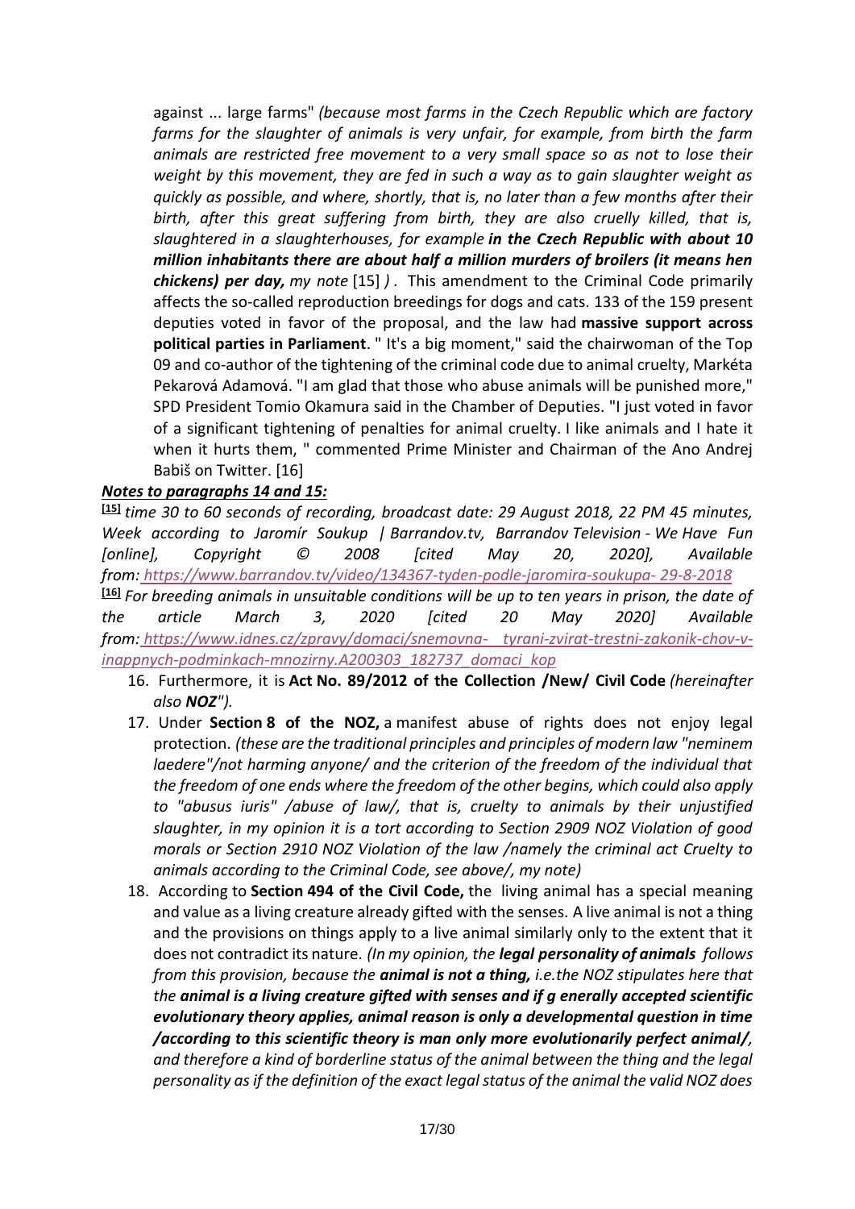against ... large farms" *(because most farms in the Czech Republic which are factory farms for the slaughter of animals is very unfair, for example, from birth the farm animals are restricted free movement to a very small space so as not to lose their weight by this movement, they are fed in such a way as to gain slaughter weight as quickly as possible, and where, shortly, that is, no later than a few months after their birth, after this great suffering from birth, they are also cruelly killed, that is, slaughtered in a slaughterhouses, for example **in the Czech Republic with about 10 million inhabitants there are about half a million murders of broilers (it means hen chickens) per day,** my note* [15] *)* . This amendment to the Criminal Code primarily affects the so-called reproduction breedings for dogs and cats. 133 of the 159 present deputies voted in favor of the proposal, and the law had **massive support across political parties in Parliament**. " It's a big moment," said the chairwoman of the Top 09 and co-author of the tightening of the criminal code due to animal cruelty, Markéta Pekarová Adamová. "I am glad that those who abuse animals will be punished more," SPD President Tomio Okamura said in the Chamber of Deputies. "I just voted in favor of a significant tightening of penalties for animal cruelty. I like animals and I hate it when it hurts them, " commented Prime Minister and Chairman of the Ano Andrej Babiš on Twitter. [16]

***Notes to paragraphs 14 and 15:***

[15] *time 30 to 60 seconds of recording, broadcast date: 29 August 2018, 22 PM 45 minutes, Week according to Jaromír Soukup | Barrandov.tv, Barrandov Television - We Have Fun [online], Copyright © 2008 [cited May 20, 2020], Available from: https://www.barrandov.tv/video/134367-tyden-podle-jaromira-soukupa- 29-8-2018*

[16] *For breeding animals in unsuitable conditions will be up to ten years in prison, the date of the article March 3, 2020 [cited 20 May 2020] Available from: https://www.idnes.cz/zpravy/domaci/snemovna- tyrani-zvirat-trestni-zakonik-chov-v-inappnych-podminkach-mnozirny.A200303_182737_domaci_kop*

16. Furthermore, it is **Act No. 89/2012 of the Collection /New/ Civil Code** *(hereinafter also **NOZ**").*
17. Under **Section 8 of the NOZ,** a manifest abuse of rights does not enjoy legal protection. *(these are the traditional principles and principles of modern law "neminem laedere"/not harming anyone/ and the criterion of the freedom of the individual that the freedom of one ends where the freedom of the other begins, which could also apply to "abusus iuris" /abuse of law/, that is, cruelty to animals by their unjustified slaughter, in my opinion it is a tort according to Section 2909 NOZ Violation of good morals or Section 2910 NOZ Violation of the law /namely the criminal act Cruelty to animals according to the Criminal Code, see above/, my note)*
18. According to **Section 494 of the Civil Code,** the living animal has a special meaning and value as a living creature already gifted with the senses. A live animal is not a thing and the provisions on things apply to a live animal similarly only to the extent that it does not contradict its nature. *(In my opinion, the **legal personality of animals** follows from this provision, because the **animal is not a thing,** i.e.the NOZ stipulates here that the **animal is a living creature gifted with senses and if g enerally accepted scientific evolutionary theory applies, animal reason is only a developmental question in time /according to this scientific theory is man only more evolutionarily perfect animal/**, and therefore a kind of borderline status of the animal between the thing and the legal personality as if the definition of the exact legal status of the animal the valid NOZ does*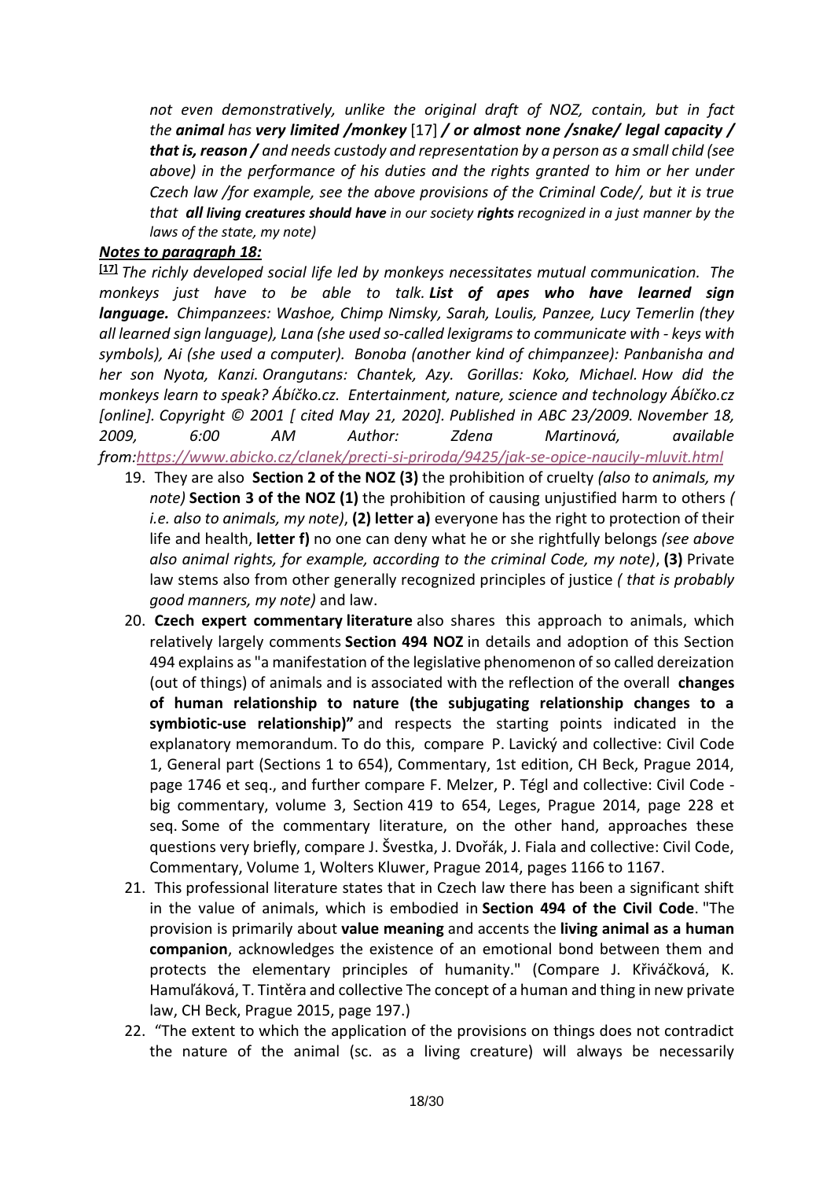*not even demonstratively, unlike the original draft of NOZ, contain, but in fact the* ***animal*** *has* ***very limited /monkey*** [17] ***/ or almost none /snake/ legal capacity / that is, reason /*** *and needs custody and representation by a person as a small child (see above) in the performance of his duties and the rights granted to him or her under Czech law /for example, see the above provisions of the Criminal Code/, but it is true that* ***all living creatures should have*** *in our society* ***rights*** *recognized in a just manner by the laws of the state, my note)*

***Notes to paragraph 18:***

[17] *The richly developed social life led by monkeys necessitates mutual communication. The monkeys just have to be able to talk.* ***List of apes who have learned sign language.*** *Chimpanzees: Washoe, Chimp Nimsky, Sarah, Loulis, Panzee, Lucy Temerlin (they all learned sign language), Lana (she used so-called lexigrams to communicate with - keys with symbols), Ai (she used a computer). Bonoba (another kind of chimpanzee): Panbanisha and her son Nyota, Kanzi. Orangutans: Chantek, Azy. Gorillas: Koko, Michael. How did the monkeys learn to speak? Ábíčko.cz. Entertainment, nature, science and technology Ábíčko.cz [online]. Copyright © 2001 [ cited May 21, 2020]. Published in ABC 23/2009. November 18, 2009, 6:00 AM Author: Zdena Martinová, available from:https://www.abicko.cz/clanek/precti-si-priroda/9425/jak-se-opice-naucily-mluvit.html*

19. They are also **Section 2 of the NOZ (3)** the prohibition of cruelty *(also to animals, my note)* **Section 3 of the NOZ (1)** the prohibition of causing unjustified harm to others *( i.e. also to animals, my note)*, **(2) letter a)** everyone has the right to protection of their life and health, **letter f)** no one can deny what he or she rightfully belongs *(see above also animal rights, for example, according to the criminal Code, my note)*, **(3)** Private law stems also from other generally recognized principles of justice *( that is probably good manners, my note)* and law.
20. **Czech expert commentary literature** also shares this approach to animals, which relatively largely comments **Section 494 NOZ** in details and adoption of this Section 494 explains as "a manifestation of the legislative phenomenon of so called dereization (out of things) of animals and is associated with the reflection of the overall **changes of human relationship to nature (the subjugating relationship changes to a symbiotic-use relationship)"** and respects the starting points indicated in the explanatory memorandum. To do this, compare P. Lavický and collective: Civil Code 1, General part (Sections 1 to 654), Commentary, 1st edition, CH Beck, Prague 2014, page 1746 et seq., and further compare F. Melzer, P. Tégl and collective: Civil Code - big commentary, volume 3, Section 419 to 654, Leges, Prague 2014, page 228 et seq. Some of the commentary literature, on the other hand, approaches these questions very briefly, compare J. Švestka, J. Dvořák, J. Fiala and collective: Civil Code, Commentary, Volume 1, Wolters Kluwer, Prague 2014, pages 1166 to 1167.
21. This professional literature states that in Czech law there has been a significant shift in the value of animals, which is embodied in **Section 494 of the Civil Code**. "The provision is primarily about **value meaning** and accents the **living animal as a human companion**, acknowledges the existence of an emotional bond between them and protects the elementary principles of humanity." (Compare J. Křiváčková, K. Hamuľáková, T. Tintěra and collective The concept of a human and thing in new private law, CH Beck, Prague 2015, page 197.)
22. "The extent to which the application of the provisions on things does not contradict the nature of the animal (sc. as a living creature) will always be necessarily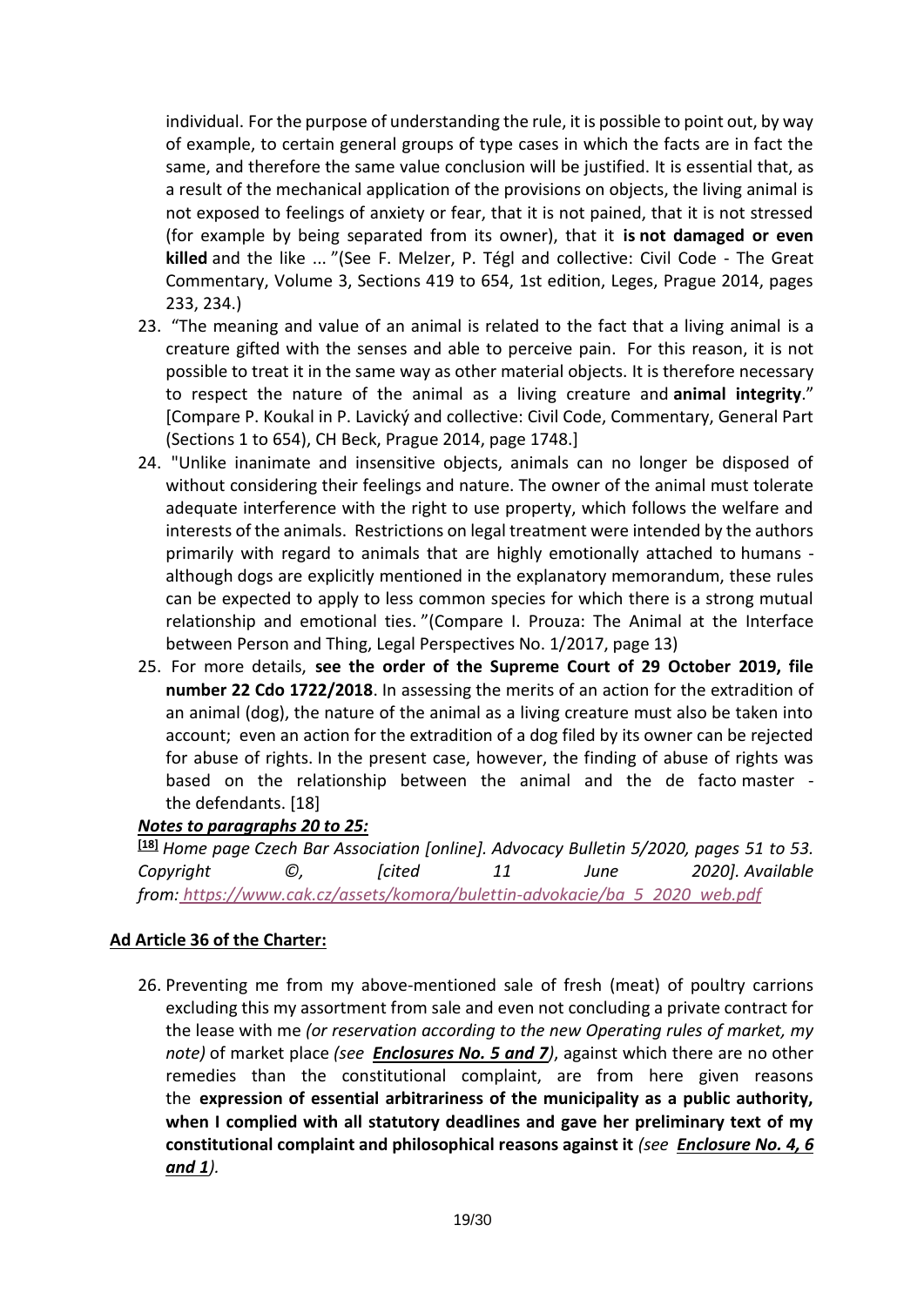individual. For the purpose of understanding the rule, it is possible to point out, by way of example, to certain general groups of type cases in which the facts are in fact the same, and therefore the same value conclusion will be justified. It is essential that, as a result of the mechanical application of the provisions on objects, the living animal is not exposed to feelings of anxiety or fear, that it is not pained, that it is not stressed (for example by being separated from its owner), that it **is not damaged or even killed** and the like ... "(See F. Melzer, P. Tégl and collective: Civil Code - The Great Commentary, Volume 3, Sections 419 to 654, 1st edition, Leges, Prague 2014, pages 233, 234.)

23. "The meaning and value of an animal is related to the fact that a living animal is a creature gifted with the senses and able to perceive pain. For this reason, it is not possible to treat it in the same way as other material objects. It is therefore necessary to respect the nature of the animal as a living creature and **animal integrity**." [Compare P. Koukal in P. Lavický and collective: Civil Code, Commentary, General Part (Sections 1 to 654), CH Beck, Prague 2014, page 1748.]
24. "Unlike inanimate and insensitive objects, animals can no longer be disposed of without considering their feelings and nature. The owner of the animal must tolerate adequate interference with the right to use property, which follows the welfare and interests of the animals. Restrictions on legal treatment were intended by the authors primarily with regard to animals that are highly emotionally attached to humans - although dogs are explicitly mentioned in the explanatory memorandum, these rules can be expected to apply to less common species for which there is a strong mutual relationship and emotional ties. "(Compare I. Prouza: The Animal at the Interface between Person and Thing, Legal Perspectives No. 1/2017, page 13)
25. For more details, **see the order of the Supreme Court of 29 October 2019, file number 22 Cdo 1722/2018**. In assessing the merits of an action for the extradition of an animal (dog), the nature of the animal as a living creature must also be taken into account; even an action for the extradition of a dog filed by its owner can be rejected for abuse of rights. In the present case, however, the finding of abuse of rights was based on the relationship between the animal and the de facto master - the defendants. [18]

***Notes to paragraphs 20 to 25:***

[18] *Home page Czech Bar Association [online]. Advocacy Bulletin 5/2020, pages 51 to 53. Copyright ©, [cited 11 June 2020]. Available from: https://www.cak.cz/assets/komora/bulettin-advokacie/ba_5_2020_web.pdf*

**Ad Article 36 of the Charter:**

26. Preventing me from my above-mentioned sale of fresh (meat) of poultry carrions excluding this my assortment from sale and even not concluding a private contract for the lease with me *(or reservation according to the new Operating rules of market, my note)* of market place *(see **Enclosures No. 5 and 7**)*, against which there are no other remedies than the constitutional complaint, are from here given reasons the **expression of essential arbitrariness of the municipality as a public authority, when I complied with all statutory deadlines and gave her preliminary text of my constitutional complaint and philosophical reasons against it** *(see **Enclosure No. 4, 6 and 1**).*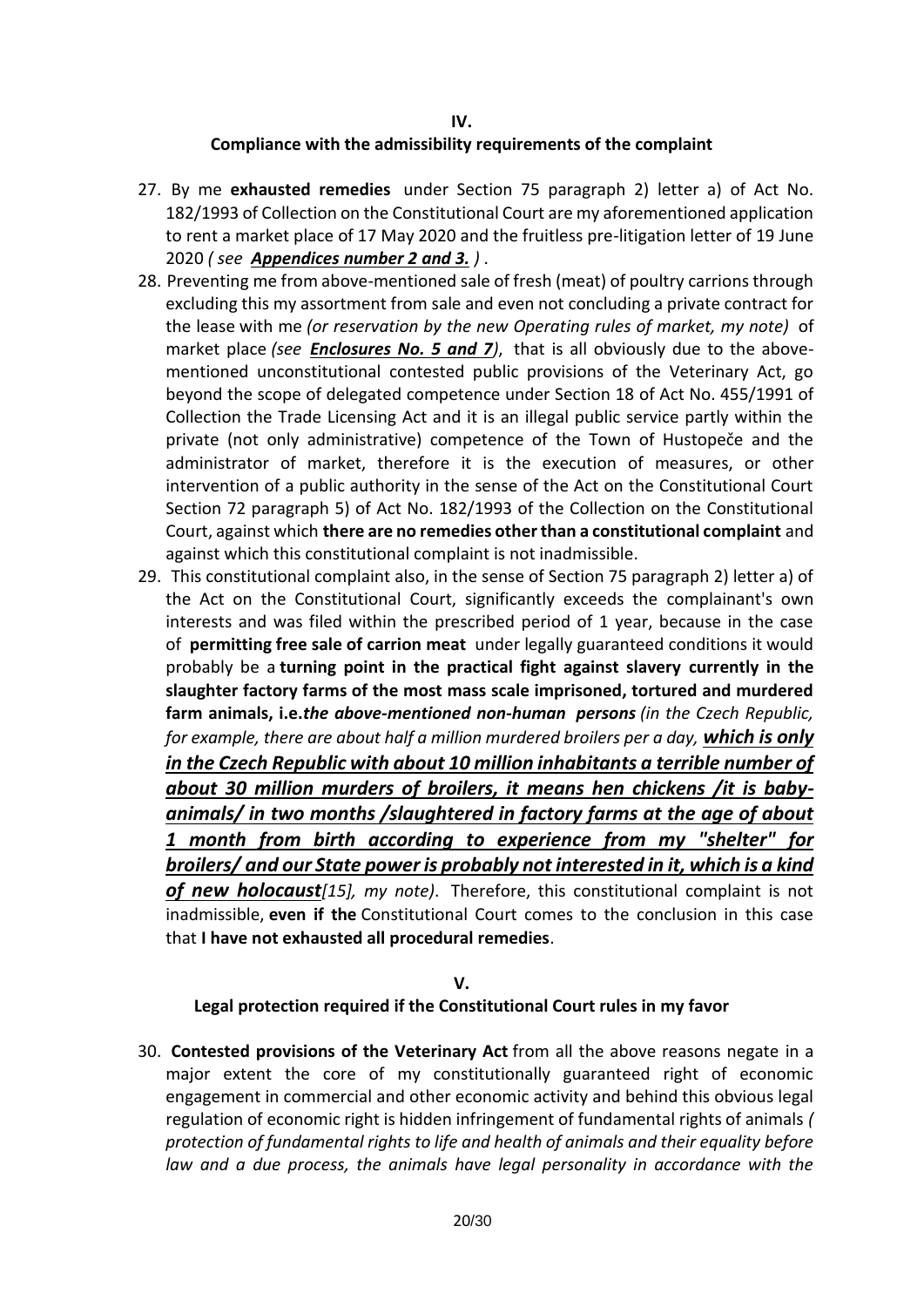## IV.

## Compliance with the admissibility requirements of the complaint

27. By me **exhausted remedies** under Section 75 paragraph 2) letter a) of Act No. 182/1993 of Collection on the Constitutional Court are my aforementioned application to rent a market place of 17 May 2020 and the fruitless pre-litigation letter of 19 June 2020 *( see **Appendices number 2 and 3.** )* .
28. Preventing me from above-mentioned sale of fresh (meat) of poultry carrions through excluding this my assortment from sale and even not concluding a private contract for the lease with me *(or reservation by the new Operating rules of market, my note)* of market place *(see **Enclosures No. 5 and 7**)*, that is all obviously due to the above-mentioned unconstitutional contested public provisions of the Veterinary Act, go beyond the scope of delegated competence under Section 18 of Act No. 455/1991 of Collection the Trade Licensing Act and it is an illegal public service partly within the private (not only administrative) competence of the Town of Hustopeče and the administrator of market, therefore it is the execution of measures, or other intervention of a public authority in the sense of the Act on the Constitutional Court Section 72 paragraph 5) of Act No. 182/1993 of the Collection on the Constitutional Court, against which **there are no remedies other than a constitutional complaint** and against which this constitutional complaint is not inadmissible.
29. This constitutional complaint also, in the sense of Section 75 paragraph 2) letter a) of the Act on the Constitutional Court, significantly exceeds the complainant's own interests and was filed within the prescribed period of 1 year, because in the case of **permitting free sale of carrion meat** under legally guaranteed conditions it would probably be a **turning point in the practical fight against slavery currently in the slaughter factory farms of the most mass scale imprisoned, tortured and murdered farm animals, i.e.*the above-mentioned non-human persons*** *(in the Czech Republic, for example, there are about half a million murdered broilers per a day, **which is only in the Czech Republic with about 10 million inhabitants a terrible number of about 30 million murders of broilers, it means hen chickens /it is baby-animals/ in two months /slaughtered in factory farms at the age of about 1 month from birth according to experience from my "shelter" for broilers/ and our State power is probably not interested in it, which is a kind of new holocaust**[15], my note)*. Therefore, this constitutional complaint is not inadmissible, **even if the** Constitutional Court comes to the conclusion in this case that **I have not exhausted all procedural remedies**.

## V.

## Legal protection required if the Constitutional Court rules in my favor

30. **Contested provisions of the Veterinary Act** from all the above reasons negate in a major extent the core of my constitutionally guaranteed right of economic engagement in commercial and other economic activity and behind this obvious legal regulation of economic right is hidden infringement of fundamental rights of animals *( protection of fundamental rights to life and health of animals and their equality before law and a due process, the animals have legal personality in accordance with the*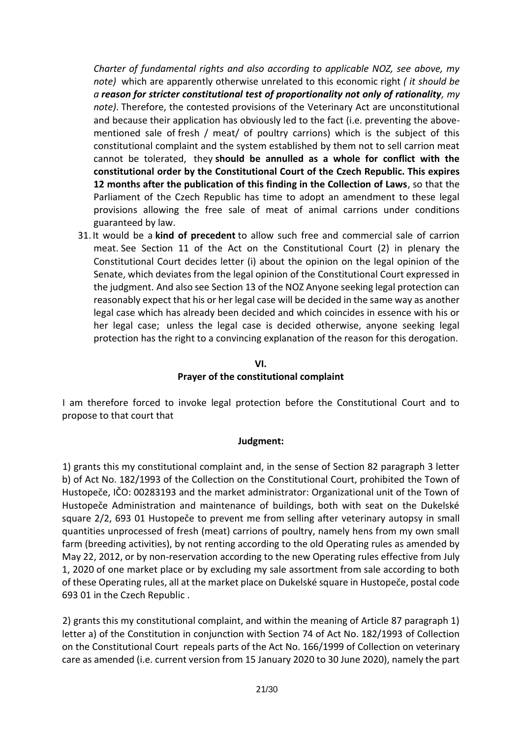*Charter of fundamental rights and also according to applicable NOZ, see above, my note)* which are apparently otherwise unrelated to this economic right *( it should be a **reason for stricter constitutional test of proportionality not only of rationality**, my note)*. Therefore, the contested provisions of the Veterinary Act are unconstitutional and because their application has obviously led to the fact (i.e. preventing the above-mentioned sale of fresh / meat/ of poultry carrions) which is the subject of this constitutional complaint and the system established by them not to sell carrion meat cannot be tolerated, they **should be annulled as a whole for conflict with the constitutional order by the Constitutional Court of the Czech Republic. This expires 12 months after the publication of this finding in the Collection of Laws**, so that the Parliament of the Czech Republic has time to adopt an amendment to these legal provisions allowing the free sale of meat of animal carrions under conditions guaranteed by law.

31. It would be a **kind of precedent** to allow such free and commercial sale of carrion meat. See Section 11 of the Act on the Constitutional Court (2) in plenary the Constitutional Court decides letter (i) about the opinion on the legal opinion of the Senate, which deviates from the legal opinion of the Constitutional Court expressed in the judgment. And also see Section 13 of the NOZ Anyone seeking legal protection can reasonably expect that his or her legal case will be decided in the same way as another legal case which has already been decided and which coincides in essence with his or her legal case; unless the legal case is decided otherwise, anyone seeking legal protection has the right to a convincing explanation of the reason for this derogation.

## VI.
## Prayer of the constitutional complaint

I am therefore forced to invoke legal protection before the Constitutional Court and to propose to that court that

**Judgment:**

1) grants this my constitutional complaint and, in the sense of Section 82 paragraph 3 letter b) of Act No. 182/1993 of the Collection on the Constitutional Court, prohibited the Town of Hustopeče, IČO: 00283193 and the market administrator: Organizational unit of the Town of Hustopeče Administration and maintenance of buildings, both with seat on the Dukelské square 2/2, 693 01 Hustopeče to prevent me from selling after veterinary autopsy in small quantities unprocessed of fresh (meat) carrions of poultry, namely hens from my own small farm (breeding activities), by not renting according to the old Operating rules as amended by May 22, 2012, or by non-reservation according to the new Operating rules effective from July 1, 2020 of one market place or by excluding my sale assortment from sale according to both of these Operating rules, all at the market place on Dukelské square in Hustopeče, postal code 693 01 in the Czech Republic .

2) grants this my constitutional complaint, and within the meaning of Article 87 paragraph 1) letter a) of the Constitution in conjunction with Section 74 of Act No. 182/1993 of Collection on the Constitutional Court repeals parts of the Act No. 166/1999 of Collection on veterinary care as amended (i.e. current version from 15 January 2020 to 30 June 2020), namely the part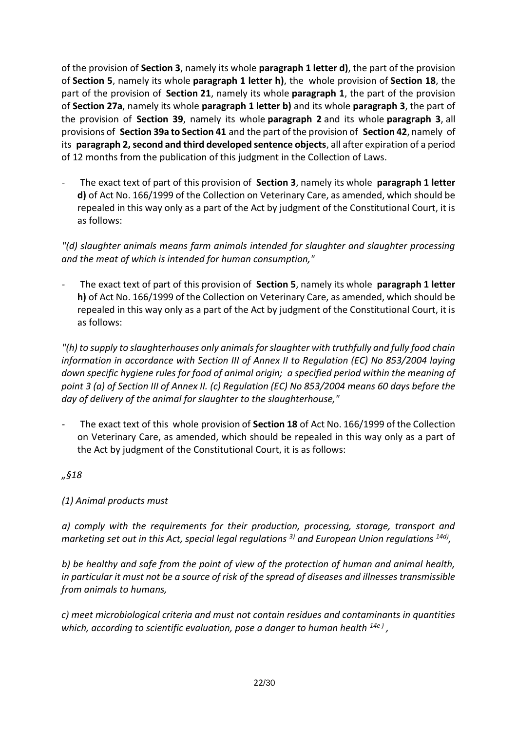of the provision of **Section 3**, namely its whole **paragraph 1 letter d)**, the part of the provision of **Section 5**, namely its whole **paragraph 1 letter h)**, the whole provision of **Section 18**, the part of the provision of **Section 21**, namely its whole **paragraph 1**, the part of the provision of **Section 27a**, namely its whole **paragraph 1 letter b)** and its whole **paragraph 3**, the part of the provision of **Section 39**, namely its whole **paragraph 2** and its whole **paragraph 3**, all provisions of **Section 39a to Section 41** and the part of the provision of **Section 42**, namely of its **paragraph 2, second and third developed sentence objects**, all after expiration of a period of 12 months from the publication of this judgment in the Collection of Laws.

- The exact text of part of this provision of **Section 3**, namely its whole **paragraph 1 letter d)** of Act No. 166/1999 of the Collection on Veterinary Care, as amended, which should be repealed in this way only as a part of the Act by judgment of the Constitutional Court, it is as follows:

*"(d) slaughter animals means farm animals intended for slaughter and slaughter processing and the meat of which is intended for human consumption,"*

- The exact text of part of this provision of **Section 5**, namely its whole **paragraph 1 letter h)** of Act No. 166/1999 of the Collection on Veterinary Care, as amended, which should be repealed in this way only as a part of the Act by judgment of the Constitutional Court, it is as follows:

*"(h) to supply to slaughterhouses only animals for slaughter with truthfully and fully food chain information in accordance with Section III of Annex II to Regulation (EC) No 853/2004 laying down specific hygiene rules for food of animal origin; a specified period within the meaning of point 3 (a) of Section III of Annex II. (c) Regulation (EC) No 853/2004 means 60 days before the day of delivery of the animal for slaughter to the slaughterhouse,"*

- The exact text of this whole provision of **Section 18** of Act No. 166/1999 of the Collection on Veterinary Care, as amended, which should be repealed in this way only as a part of the Act by judgment of the Constitutional Court, it is as follows:

*„§18*

*(1) Animal products must*

*a) comply with the requirements for their production, processing, storage, transport and marketing set out in this Act, special legal regulations [3)] and European Union regulations [14d)],*

*b) be healthy and safe from the point of view of the protection of human and animal health, in particular it must not be a source of risk of the spread of diseases and illnesses transmissible from animals to humans,*

*c) meet microbiological criteria and must not contain residues and contaminants in quantities which, according to scientific evaluation, pose a danger to human health [14e)],*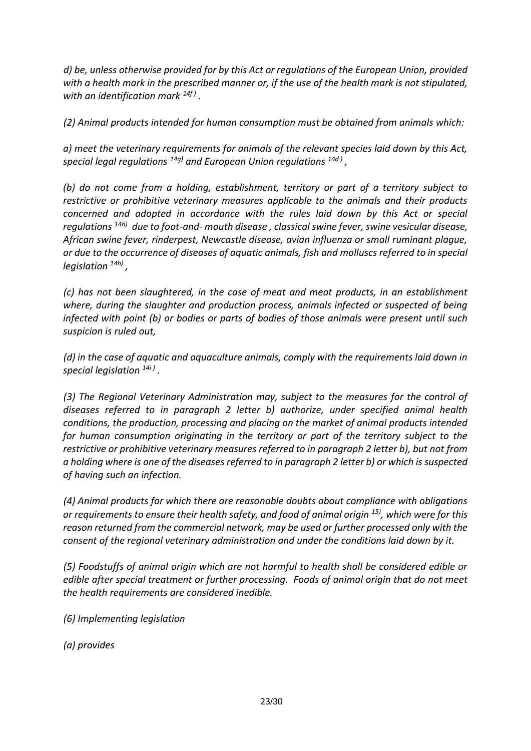*d) be, unless otherwise provided for by this Act or regulations of the European Union, provided with a health mark in the prescribed manner or, if the use of the health mark is not stipulated, with an identification mark [14f] .*

*(2) Animal products intended for human consumption must be obtained from animals which:*

*a) meet the veterinary requirements for animals of the relevant species laid down by this Act, special legal regulations [14g] and European Union regulations [14d] ,*

*(b) do not come from a holding, establishment, territory or part of a territory subject to restrictive or prohibitive veterinary measures applicable to the animals and their products concerned and adopted in accordance with the rules laid down by this Act or special regulations [14h] due to foot-and- mouth disease , classical swine fever, swine vesicular disease, African swine fever, rinderpest, Newcastle disease, avian influenza or small ruminant plague, or due to the occurrence of diseases of aquatic animals, fish and molluscs referred to in special legislation [14h] ,*

*(c) has not been slaughtered, in the case of meat and meat products, in an establishment where, during the slaughter and production process, animals infected or suspected of being infected with point (b) or bodies or parts of bodies of those animals were present until such suspicion is ruled out,*

*(d) in the case of aquatic and aquaculture animals, comply with the requirements laid down in special legislation [14i] .*

*(3) The Regional Veterinary Administration may, subject to the measures for the control of diseases referred to in paragraph 2 letter b) authorize, under specified animal health conditions, the production, processing and placing on the market of animal products intended for human consumption originating in the territory or part of the territory subject to the restrictive or prohibitive veterinary measures referred to in paragraph 2 letter b), but not from a holding where is one of the diseases referred to in paragraph 2 letter b) or which is suspected of having such an infection.*

*(4) Animal products for which there are reasonable doubts about compliance with obligations or requirements to ensure their health safety, and food of animal origin [15], which were for this reason returned from the commercial network, may be used or further processed only with the consent of the regional veterinary administration and under the conditions laid down by it.*

*(5) Foodstuffs of animal origin which are not harmful to health shall be considered edible or edible after special treatment or further processing. Foods of animal origin that do not meet the health requirements are considered inedible.*

*(6) Implementing legislation*

*(a) provides*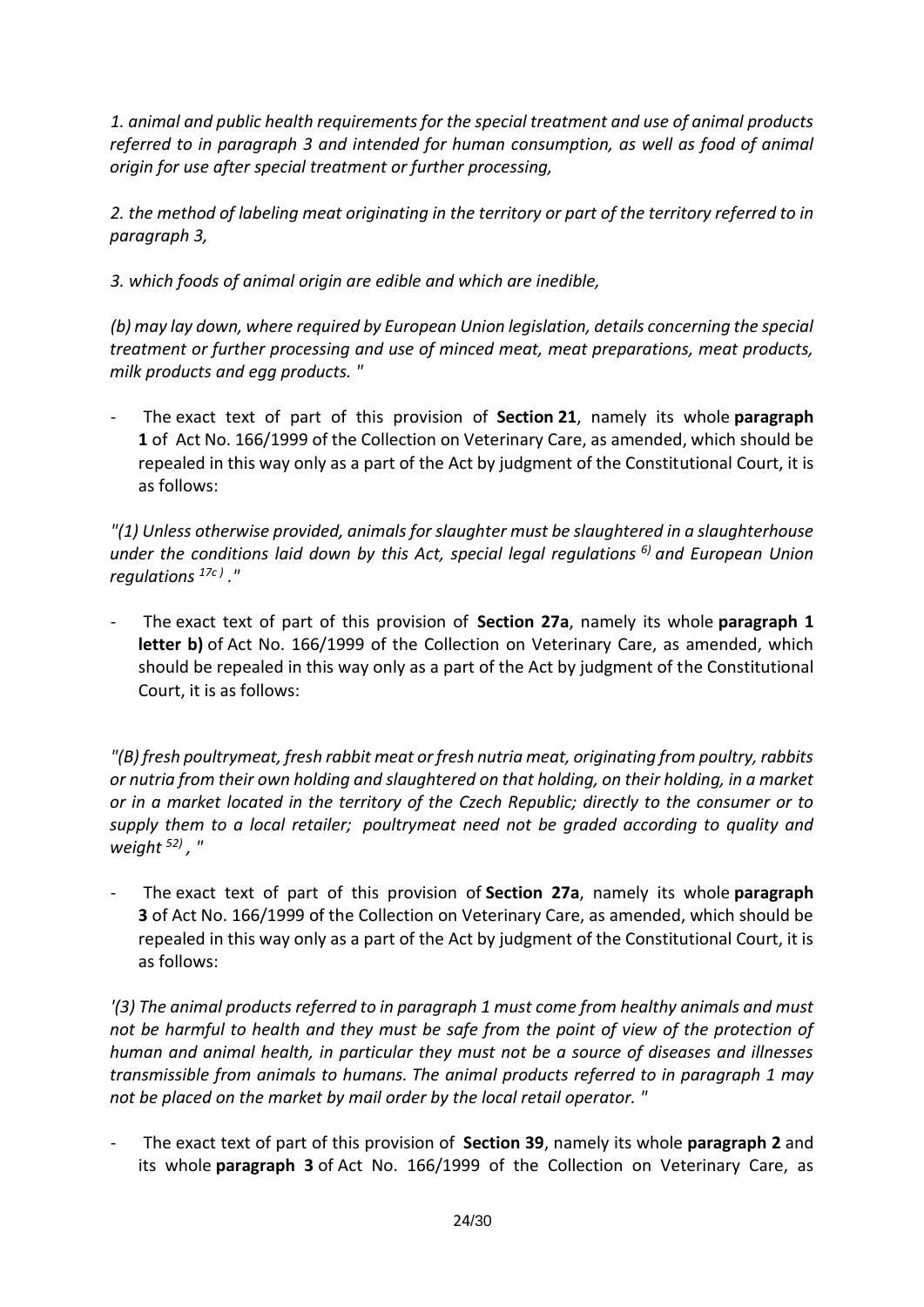*1. animal and public health requirements for the special treatment and use of animal products referred to in paragraph 3 and intended for human consumption, as well as food of animal origin for use after special treatment or further processing,*

*2. the method of labeling meat originating in the territory or part of the territory referred to in paragraph 3,*

*3. which foods of animal origin are edible and which are inedible,*

*(b) may lay down, where required by European Union legislation, details concerning the special treatment or further processing and use of minced meat, meat preparations, meat products, milk products and egg products. "*

- The exact text of part of this provision of **Section 21**, namely its whole **paragraph 1** of Act No. 166/1999 of the Collection on Veterinary Care, as amended, which should be repealed in this way only as a part of the Act by judgment of the Constitutional Court, it is as follows:

*"(1) Unless otherwise provided, animals for slaughter must be slaughtered in a slaughterhouse under the conditions laid down by this Act, special legal regulations [6)] and European Union regulations [17c)] ."*

- The exact text of part of this provision of **Section 27a**, namely its whole **paragraph 1 letter b)** of Act No. 166/1999 of the Collection on Veterinary Care, as amended, which should be repealed in this way only as a part of the Act by judgment of the Constitutional Court, it is as follows:

*"(B) fresh poultrymeat, fresh rabbit meat or fresh nutria meat, originating from poultry, rabbits or nutria from their own holding and slaughtered on that holding, on their holding, in a market or in a market located in the territory of the Czech Republic; directly to the consumer or to supply them to a local retailer; poultrymeat need not be graded according to quality and weight [52)] , "*

- The exact text of part of this provision of **Section 27a**, namely its whole **paragraph 3** of Act No. 166/1999 of the Collection on Veterinary Care, as amended, which should be repealed in this way only as a part of the Act by judgment of the Constitutional Court, it is as follows:

*'(3) The animal products referred to in paragraph 1 must come from healthy animals and must not be harmful to health and they must be safe from the point of view of the protection of human and animal health, in particular they must not be a source of diseases and illnesses transmissible from animals to humans. The animal products referred to in paragraph 1 may not be placed on the market by mail order by the local retail operator. "*

- The exact text of part of this provision of **Section 39**, namely its whole **paragraph 2** and its whole **paragraph 3** of Act No. 166/1999 of the Collection on Veterinary Care, as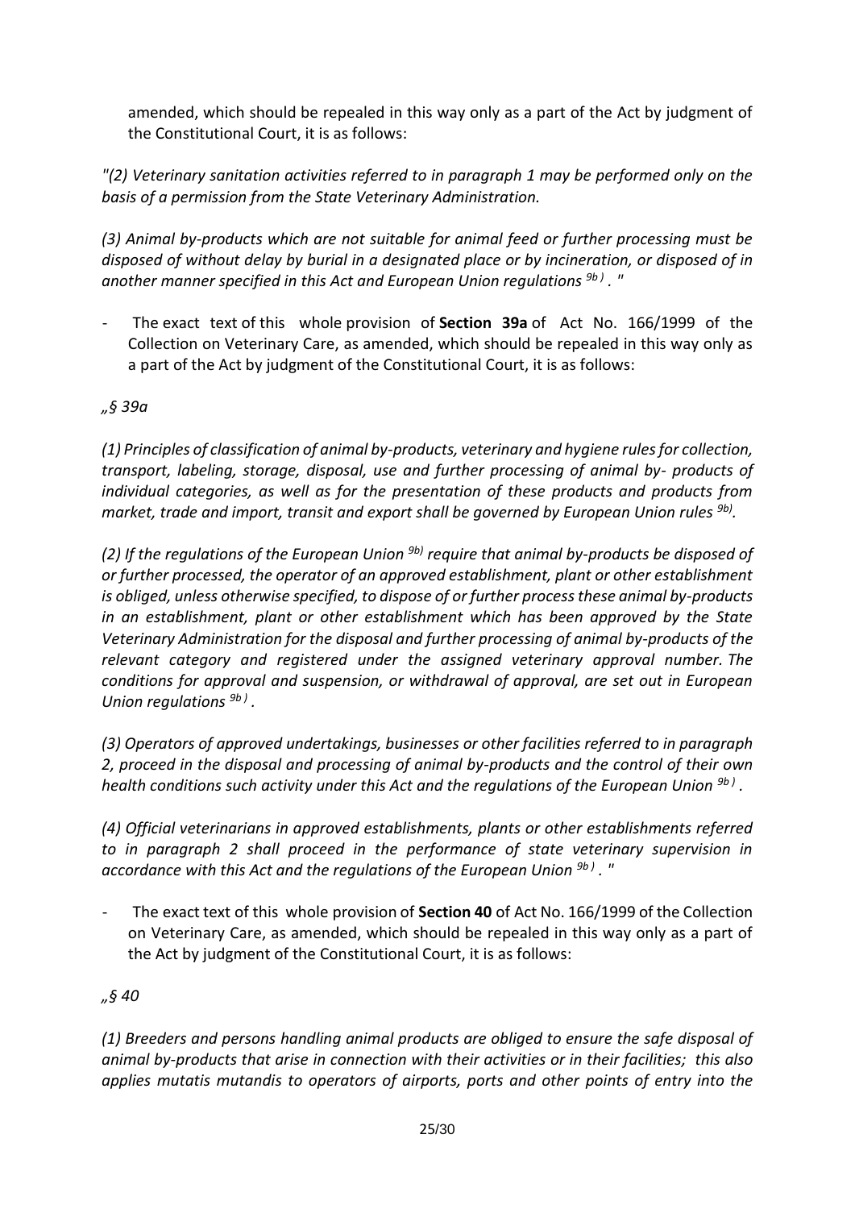amended, which should be repealed in this way only as a part of the Act by judgment of the Constitutional Court, it is as follows:

*"(2) Veterinary sanitation activities referred to in paragraph 1 may be performed only on the basis of a permission from the State Veterinary Administration.*

*(3) Animal by-products which are not suitable for animal feed or further processing must be disposed of without delay by burial in a designated place or by incineration, or disposed of in another manner specified in this Act and European Union regulations [9b] . "*

- The exact text of this whole provision of **Section 39a** of Act No. 166/1999 of the Collection on Veterinary Care, as amended, which should be repealed in this way only as a part of the Act by judgment of the Constitutional Court, it is as follows:

*„§ 39a*

*(1) Principles of classification of animal by-products, veterinary and hygiene rules for collection, transport, labeling, storage, disposal, use and further processing of animal by- products of individual categories, as well as for the presentation of these products and products from market, trade and import, transit and export shall be governed by European Union rules [9b].*

*(2) If the regulations of the European Union [9b] require that animal by-products be disposed of or further processed, the operator of an approved establishment, plant or other establishment is obliged, unless otherwise specified, to dispose of or further process these animal by-products in an establishment, plant or other establishment which has been approved by the State Veterinary Administration for the disposal and further processing of animal by-products of the relevant category and registered under the assigned veterinary approval number. The conditions for approval and suspension, or withdrawal of approval, are set out in European Union regulations [9b] .*

*(3) Operators of approved undertakings, businesses or other facilities referred to in paragraph 2, proceed in the disposal and processing of animal by-products and the control of their own health conditions such activity under this Act and the regulations of the European Union [9b] .*

*(4) Official veterinarians in approved establishments, plants or other establishments referred to in paragraph 2 shall proceed in the performance of state veterinary supervision in accordance with this Act and the regulations of the European Union [9b] . "*

- The exact text of this whole provision of **Section 40** of Act No. 166/1999 of the Collection on Veterinary Care, as amended, which should be repealed in this way only as a part of the Act by judgment of the Constitutional Court, it is as follows:

*„§ 40*

*(1) Breeders and persons handling animal products are obliged to ensure the safe disposal of animal by-products that arise in connection with their activities or in their facilities; this also applies mutatis mutandis to operators of airports, ports and other points of entry into the*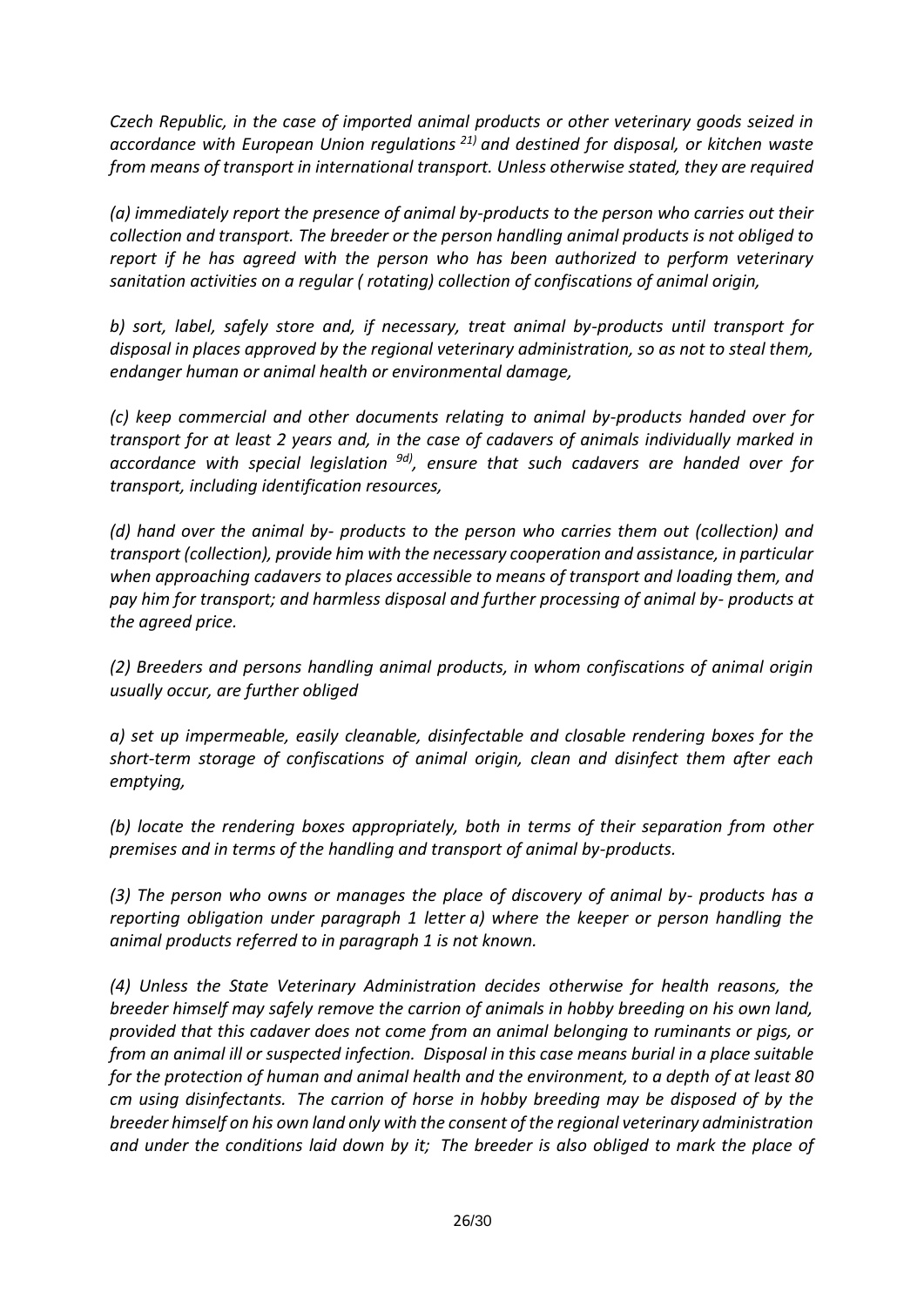*Czech Republic, in the case of imported animal products or other veterinary goods seized in accordance with European Union regulations [21)] and destined for disposal, or kitchen waste from means of transport in international transport. Unless otherwise stated, they are required*

*(a) immediately report the presence of animal by-products to the person who carries out their collection and transport. The breeder or the person handling animal products is not obliged to report if he has agreed with the person who has been authorized to perform veterinary sanitation activities on a regular ( rotating) collection of confiscations of animal origin,*

*b) sort, label, safely store and, if necessary, treat animal by-products until transport for disposal in places approved by the regional veterinary administration, so as not to steal them, endanger human or animal health or environmental damage,*

*(c) keep commercial and other documents relating to animal by-products handed over for transport for at least 2 years and, in the case of cadavers of animals individually marked in accordance with special legislation [9d)], ensure that such cadavers are handed over for transport, including identification resources,*

*(d) hand over the animal by- products to the person who carries them out (collection) and transport (collection), provide him with the necessary cooperation and assistance, in particular when approaching cadavers to places accessible to means of transport and loading them, and pay him for transport; and harmless disposal and further processing of animal by- products at the agreed price.*

*(2) Breeders and persons handling animal products, in whom confiscations of animal origin usually occur, are further obliged*

*a) set up impermeable, easily cleanable, disinfectable and closable rendering boxes for the short-term storage of confiscations of animal origin, clean and disinfect them after each emptying,*

*(b) locate the rendering boxes appropriately, both in terms of their separation from other premises and in terms of the handling and transport of animal by-products.*

*(3) The person who owns or manages the place of discovery of animal by- products has a reporting obligation under paragraph 1 letter a) where the keeper or person handling the animal products referred to in paragraph 1 is not known.*

*(4) Unless the State Veterinary Administration decides otherwise for health reasons, the breeder himself may safely remove the carrion of animals in hobby breeding on his own land, provided that this cadaver does not come from an animal belonging to ruminants or pigs, or from an animal ill or suspected infection. Disposal in this case means burial in a place suitable for the protection of human and animal health and the environment, to a depth of at least 80 cm using disinfectants. The carrion of horse in hobby breeding may be disposed of by the breeder himself on his own land only with the consent of the regional veterinary administration and under the conditions laid down by it; The breeder is also obliged to mark the place of*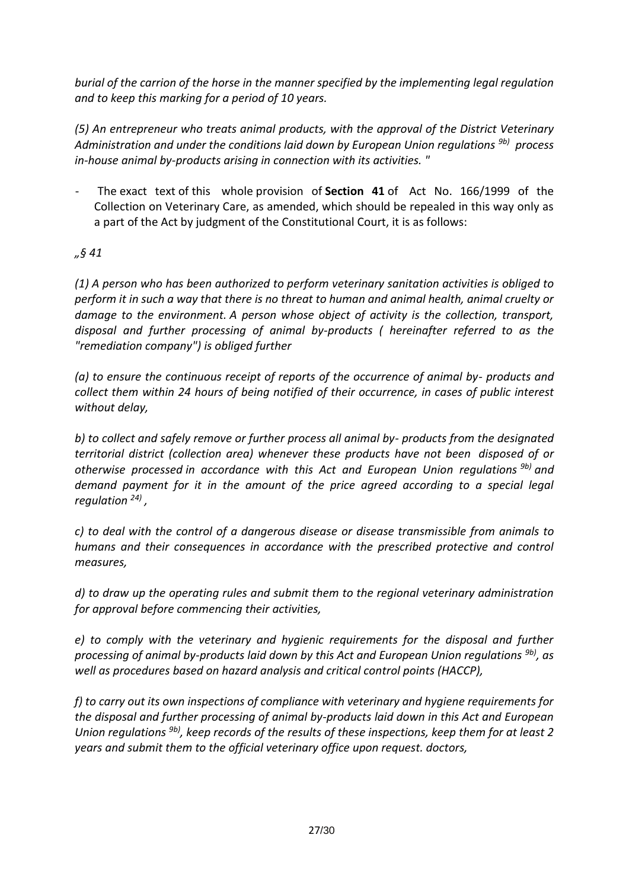*burial of the carrion of the horse in the manner specified by the implementing legal regulation and to keep this marking for a period of 10 years.*

*(5) An entrepreneur who treats animal products, with the approval of the District Veterinary Administration and under the conditions laid down by European Union regulations [9b) ] process in-house animal by-products arising in connection with its activities. "*

- The exact text of this whole provision of **Section 41** of Act No. 166/1999 of the Collection on Veterinary Care, as amended, which should be repealed in this way only as a part of the Act by judgment of the Constitutional Court, it is as follows:

*„§ 41*

*(1) A person who has been authorized to perform veterinary sanitation activities is obliged to perform it in such a way that there is no threat to human and animal health, animal cruelty or damage to the environment. A person whose object of activity is the collection, transport, disposal and further processing of animal by-products ( hereinafter referred to as the "remediation company") is obliged further*

*(a) to ensure the continuous receipt of reports of the occurrence of animal by- products and collect them within 24 hours of being notified of their occurrence, in cases of public interest without delay,*

*b) to collect and safely remove or further process all animal by- products from the designated territorial district (collection area) whenever these products have not been disposed of or otherwise processed in accordance with this Act and European Union regulations [9b)] and demand payment for it in the amount of the price agreed according to a special legal regulation [24)] ,*

*c) to deal with the control of a dangerous disease or disease transmissible from animals to humans and their consequences in accordance with the prescribed protective and control measures,*

*d) to draw up the operating rules and submit them to the regional veterinary administration for approval before commencing their activities,*

*e) to comply with the veterinary and hygienic requirements for the disposal and further processing of animal by-products laid down by this Act and European Union regulations [9b)], as well as procedures based on hazard analysis and critical control points (HACCP),*

*f) to carry out its own inspections of compliance with veterinary and hygiene requirements for the disposal and further processing of animal by-products laid down in this Act and European Union regulations [9b)], keep records of the results of these inspections, keep them for at least 2 years and submit them to the official veterinary office upon request. doctors,*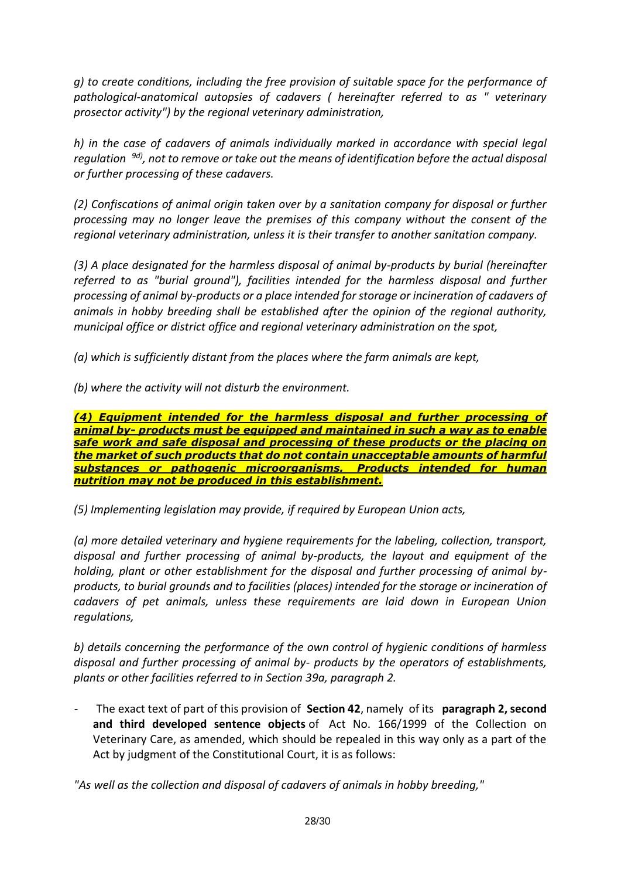*g) to create conditions, including the free provision of suitable space for the performance of pathological-anatomical autopsies of cadavers ( hereinafter referred to as " veterinary prosector activity") by the regional veterinary administration,*

*h) in the case of cadavers of animals individually marked in accordance with special legal regulation [9d), not to remove or take out the means of identification before the actual disposal or further processing of these cadavers.*

*(2) Confiscations of animal origin taken over by a sanitation company for disposal or further processing may no longer leave the premises of this company without the consent of the regional veterinary administration, unless it is their transfer to another sanitation company.*

*(3) A place designated for the harmless disposal of animal by-products by burial (hereinafter referred to as "burial ground"), facilities intended for the harmless disposal and further processing of animal by-products or a place intended for storage or incineration of cadavers of animals in hobby breeding shall be established after the opinion of the regional authority, municipal office or district office and regional veterinary administration on the spot,*

*(a) which is sufficiently distant from the places where the farm animals are kept,*

*(b) where the activity will not disturb the environment.*

***(4) Equipment intended for the harmless disposal and further processing of animal by- products must be equipped and maintained in such a way as to enable safe work and safe disposal and processing of these products or the placing on the market of such products that do not contain unacceptable amounts of harmful substances or pathogenic microorganisms. Products intended for human nutrition may not be produced in this establishment.***

*(5) Implementing legislation may provide, if required by European Union acts,*

*(a) more detailed veterinary and hygiene requirements for the labeling, collection, transport, disposal and further processing of animal by-products, the layout and equipment of the holding, plant or other establishment for the disposal and further processing of animal by-products, to burial grounds and to facilities (places) intended for the storage or incineration of cadavers of pet animals, unless these requirements are laid down in European Union regulations,*

*b) details concerning the performance of the own control of hygienic conditions of harmless disposal and further processing of animal by- products by the operators of establishments, plants or other facilities referred to in Section 39a, paragraph 2.*

- The exact text of part of this provision of **Section 42**, namely of its **paragraph 2, second and third developed sentence objects** of Act No. 166/1999 of the Collection on Veterinary Care, as amended, which should be repealed in this way only as a part of the Act by judgment of the Constitutional Court, it is as follows:

*"As well as the collection and disposal of cadavers of animals in hobby breeding,"*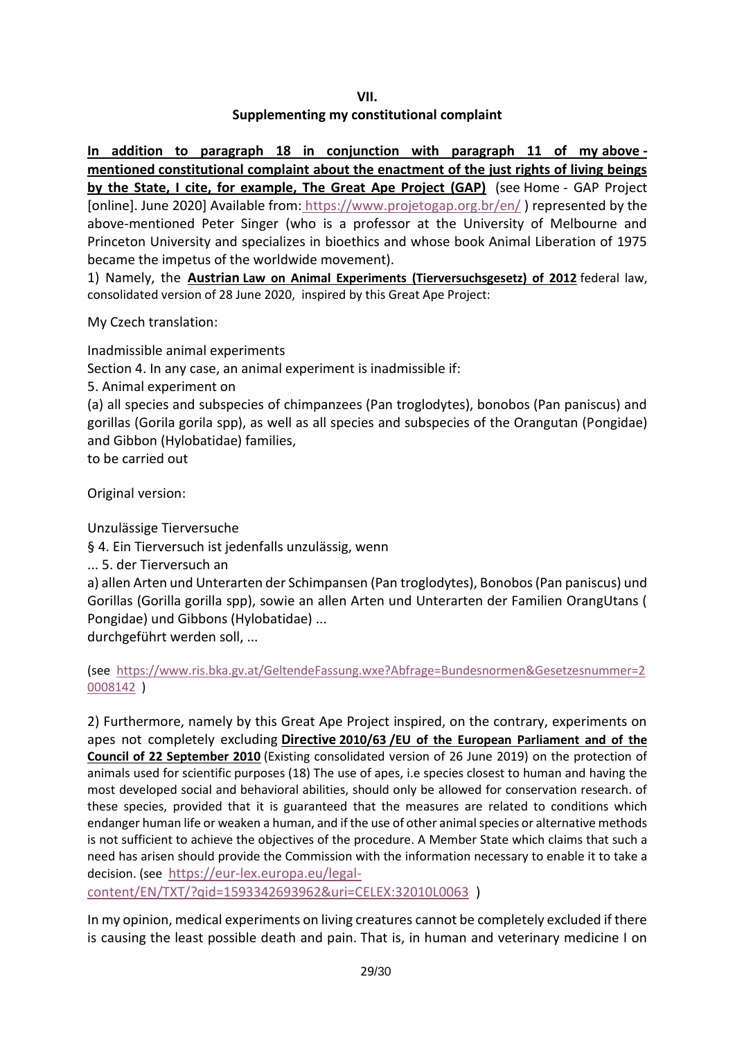**VII.**

**Supplementing my constitutional complaint**

**In addition to paragraph 18 in conjunction with paragraph 11 of my above - mentioned constitutional complaint about the enactment of the just rights of living beings by the State, I cite, for example, The Great Ape Project (GAP)** (see Home - GAP Project [online]. June 2020] Available from: https://www.projetogap.org.br/en/ ) represented by the above-mentioned Peter Singer (who is a professor at the University of Melbourne and Princeton University and specializes in bioethics and whose book Animal Liberation of 1975 became the impetus of the worldwide movement).

1) Namely, the **Austrian Law on Animal Experiments (Tierversuchsgesetz) of 2012** federal law, consolidated version of 28 June 2020, inspired by this Great Ape Project:

My Czech translation:

Inadmissible animal experiments

Section 4. In any case, an animal experiment is inadmissible if:

5. Animal experiment on

(a) all species and subspecies of chimpanzees (Pan troglodytes), bonobos (Pan paniscus) and gorillas (Gorila gorila spp), as well as all species and subspecies of the Orangutan (Pongidae) and Gibbon (Hylobatidae) families,

to be carried out

Original version:

Unzulässige Tierversuche

§ 4. Ein Tierversuch ist jedenfalls unzulässig, wenn

... 5. der Tierversuch an

a) allen Arten und Unterarten der Schimpansen (Pan troglodytes), Bonobos (Pan paniscus) und Gorillas (Gorilla gorilla spp), sowie an allen Arten und Unterarten der Familien OrangUtans ( Pongidae) und Gibbons (Hylobatidae) ...

durchgeführt werden soll, ...

(see https://www.ris.bka.gv.at/GeltendeFassung.wxe?Abfrage=Bundesnormen&Gesetzesnummer=20008142 )

2) Furthermore, namely by this Great Ape Project inspired, on the contrary, experiments on apes not completely excluding **Directive 2010/63 /EU of the European Parliament and of the Council of 22 September 2010** (Existing consolidated version of 26 June 2019) on the protection of animals used for scientific purposes (18) The use of apes, i.e species closest to human and having the most developed social and behavioral abilities, should only be allowed for conservation research. of these species, provided that it is guaranteed that the measures are related to conditions which endanger human life or weaken a human, and if the use of other animal species or alternative methods is not sufficient to achieve the objectives of the procedure. A Member State which claims that such a need has arisen should provide the Commission with the information necessary to enable it to take a decision. (see https://eur-lex.europa.eu/legal-content/EN/TXT/?qid=1593342693962&uri=CELEX:32010L0063 )

In my opinion, medical experiments on living creatures cannot be completely excluded if there is causing the least possible death and pain. That is, in human and veterinary medicine I on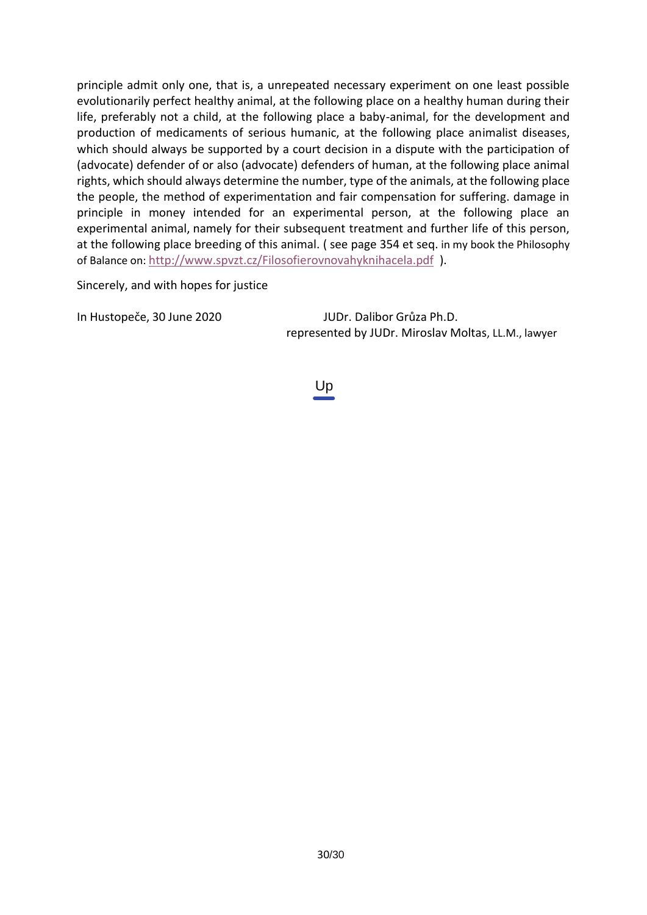principle admit only one, that is, a unrepeated necessary experiment on one least possible evolutionarily perfect healthy animal, at the following place on a healthy human during their life, preferably not a child, at the following place a baby-animal, for the development and production of medicaments of serious humanic, at the following place animalist diseases, which should always be supported by a court decision in a dispute with the participation of (advocate) defender of or also (advocate) defenders of human, at the following place animal rights, which should always determine the number, type of the animals, at the following place the people, the method of experimentation and fair compensation for suffering. damage in principle in money intended for an experimental person, at the following place an experimental animal, namely for their subsequent treatment and further life of this person, at the following place breeding of this animal. ( see page 354 et seq. in my book the Philosophy of Balance on: http://www.spvzt.cz/Filosofierovnovahyknihacela.pdf ).

Sincerely, and with hopes for justice

In Hustopeče, 30 June 2020

JUDr. Dalibor Grůza Ph.D.
represented by JUDr. Miroslav Moltas, LL.M., lawyer

Up